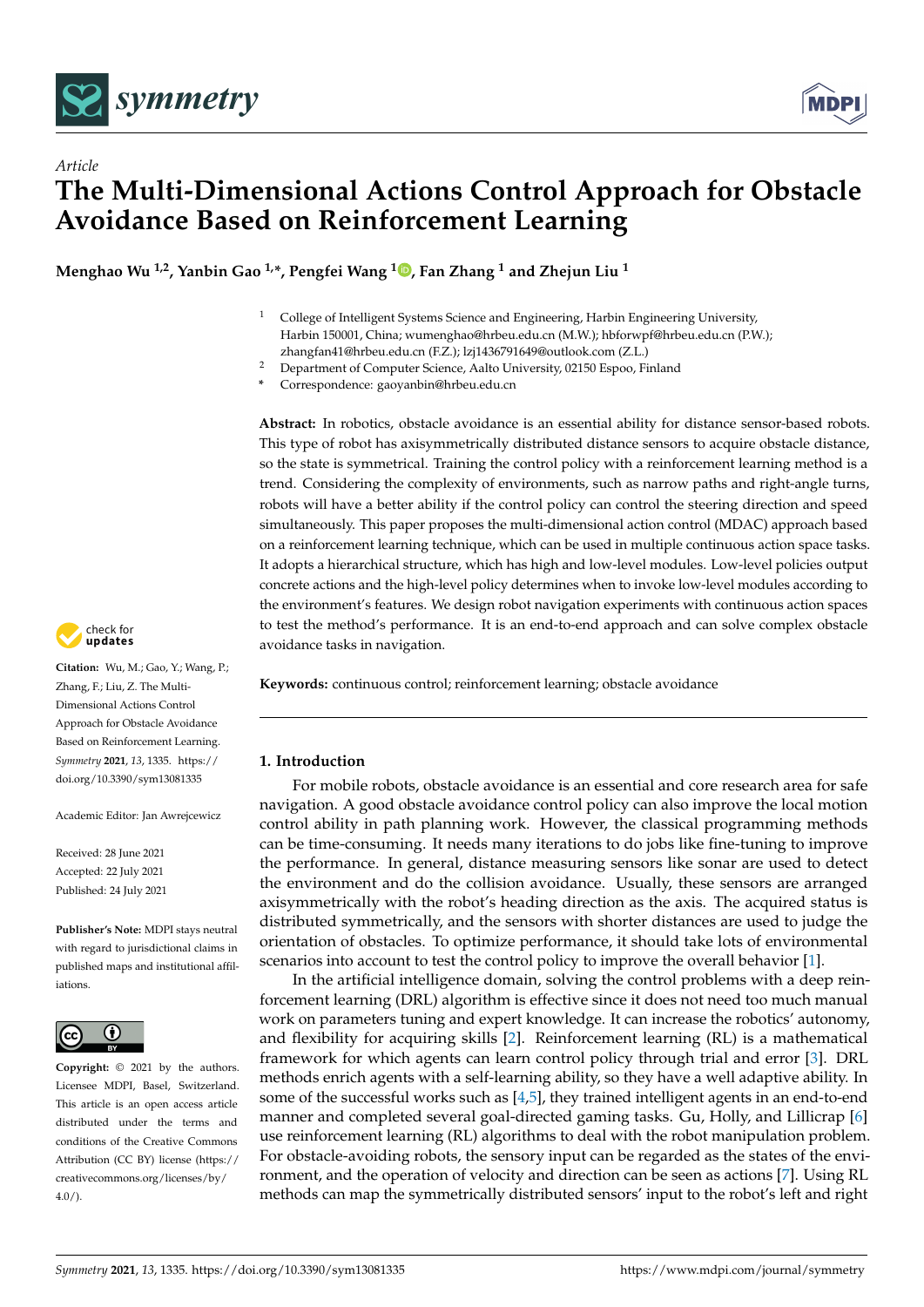Article

# The Multi-Dimensional Actions Control Approach for Obstacle Avoidance Based on Reinforcement Learning

**Menghao Wu [1,2], Yanbin Gao [1,*], Pengfei Wang [1], Fan Zhang [1] and Zhejun Liu [1]**

[1] College of Intelligent Systems Science and Engineering, Harbin Engineering University, Harbin 150001, China; wumenghao@hrbeu.edu.cn (M.W.); hbforwpf@hrbeu.edu.cn (P.W.); zhangfan41@hrbeu.edu.cn (F.Z.); lzj1436791649@outlook.com (Z.L.)

[2] Department of Computer Science, Aalto University, 02150 Espoo, Finland

\* Correspondence: gaoyanbin@hrbeu.edu.cn

**Abstract:** In robotics, obstacle avoidance is an essential ability for distance sensor-based robots. This type of robot has axisymmetrically distributed distance sensors to acquire obstacle distance, so the state is symmetrical. Training the control policy with a reinforcement learning method is a trend. Considering the complexity of environments, such as narrow paths and right-angle turns, robots will have a better ability if the control policy can control the steering direction and speed simultaneously. This paper proposes the multi-dimensional action control (MDAC) approach based on a reinforcement learning technique, which can be used in multiple continuous action space tasks. It adopts a hierarchical structure, which has high and low-level modules. Low-level policies output concrete actions and the high-level policy determines when to invoke low-level modules according to the environment's features. We design robot navigation experiments with continuous action spaces to test the method's performance. It is an end-to-end approach and can solve complex obstacle avoidance tasks in navigation.

**Keywords:** continuous control; reinforcement learning; obstacle avoidance

**Citation:** Wu, M.; Gao, Y.; Wang, P.; Zhang, F.; Liu, Z. The Multi-Dimensional Actions Control Approach for Obstacle Avoidance Based on Reinforcement Learning. *Symmetry* **2021**, *13*, 1335. https://doi.org/10.3390/sym13081335

Academic Editor: Jan Awrejcewicz

Received: 28 June 2021
Accepted: 22 July 2021
Published: 24 July 2021

**Publisher's Note:** MDPI stays neutral with regard to jurisdictional claims in published maps and institutional affiliations.

**Copyright:** © 2021 by the authors. Licensee MDPI, Basel, Switzerland. This article is an open access article distributed under the terms and conditions of the Creative Commons Attribution (CC BY) license (https://creativecommons.org/licenses/by/4.0/).

## 1. Introduction

For mobile robots, obstacle avoidance is an essential and core research area for safe navigation. A good obstacle avoidance control policy can also improve the local motion control ability in path planning work. However, the classical programming methods can be time-consuming. It needs many iterations to do jobs like fine-tuning to improve the performance. In general, distance measuring sensors like sonar are used to detect the environment and do the collision avoidance. Usually, these sensors are arranged axisymmetrically with the robot's heading direction as the axis. The acquired status is distributed symmetrically, and the sensors with shorter distances are used to judge the orientation of obstacles. To optimize performance, it should take lots of environmental scenarios into account to test the control policy to improve the overall behavior [1].

In the artificial intelligence domain, solving the control problems with a deep reinforcement learning (DRL) algorithm is effective since it does not need too much manual work on parameters tuning and expert knowledge. It can increase the robotics' autonomy, and flexibility for acquiring skills [2]. Reinforcement learning (RL) is a mathematical framework for which agents can learn control policy through trial and error [3]. DRL methods enrich agents with a self-learning ability, so they have a well adaptive ability. In some of the successful works such as [4,5], they trained intelligent agents in an end-to-end manner and completed several goal-directed gaming tasks. Gu, Holly, and Lillicrap [6] use reinforcement learning (RL) algorithms to deal with the robot manipulation problem. For obstacle-avoiding robots, the sensory input can be regarded as the states of the environment, and the operation of velocity and direction can be seen as actions [7]. Using RL methods can map the symmetrically distributed sensors' input to the robot's left and right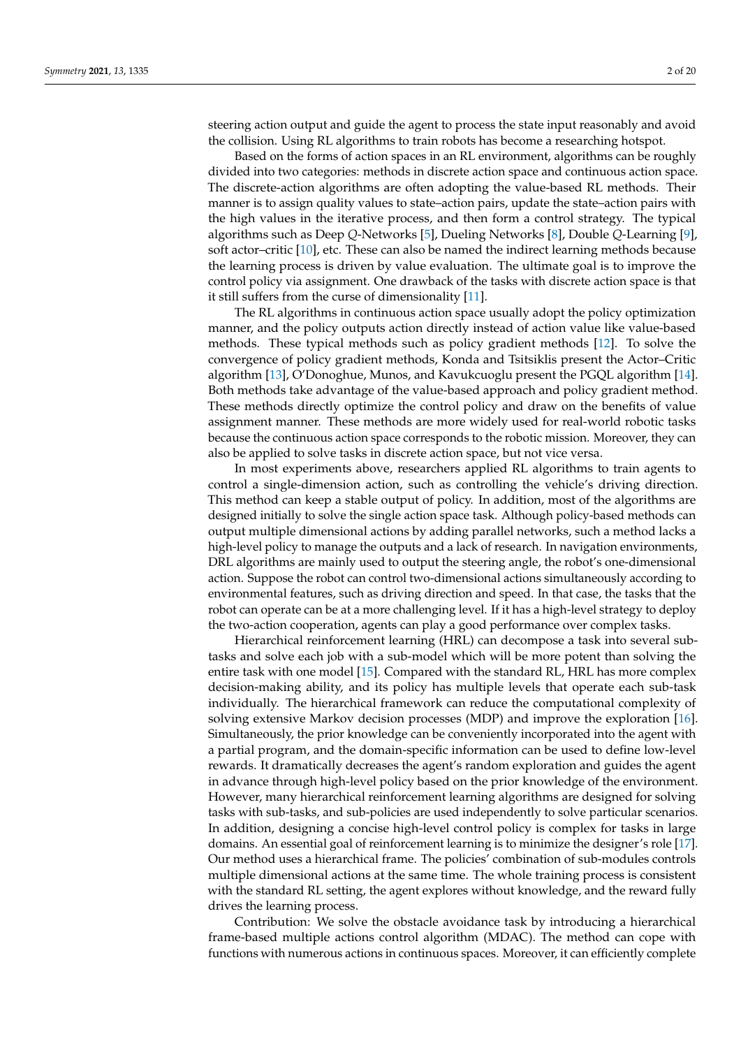steering action output and guide the agent to process the state input reasonably and avoid the collision. Using RL algorithms to train robots has become a researching hotspot.

Based on the forms of action spaces in an RL environment, algorithms can be roughly divided into two categories: methods in discrete action space and continuous action space. The discrete-action algorithms are often adopting the value-based RL methods. Their manner is to assign quality values to state–action pairs, update the state–action pairs with the high values in the iterative process, and then form a control strategy. The typical algorithms such as Deep *Q*-Networks [5], Dueling Networks [8], Double *Q*-Learning [9], soft actor–critic [10], etc. These can also be named the indirect learning methods because the learning process is driven by value evaluation. The ultimate goal is to improve the control policy via assignment. One drawback of the tasks with discrete action space is that it still suffers from the curse of dimensionality [11].

The RL algorithms in continuous action space usually adopt the policy optimization manner, and the policy outputs action directly instead of action value like value-based methods. These typical methods such as policy gradient methods [12]. To solve the convergence of policy gradient methods, Konda and Tsitsiklis present the Actor–Critic algorithm [13], O'Donoghue, Munos, and Kavukcuoglu present the PGQL algorithm [14]. Both methods take advantage of the value-based approach and policy gradient method. These methods directly optimize the control policy and draw on the benefits of value assignment manner. These methods are more widely used for real-world robotic tasks because the continuous action space corresponds to the robotic mission. Moreover, they can also be applied to solve tasks in discrete action space, but not vice versa.

In most experiments above, researchers applied RL algorithms to train agents to control a single-dimension action, such as controlling the vehicle's driving direction. This method can keep a stable output of policy. In addition, most of the algorithms are designed initially to solve the single action space task. Although policy-based methods can output multiple dimensional actions by adding parallel networks, such a method lacks a high-level policy to manage the outputs and a lack of research. In navigation environments, DRL algorithms are mainly used to output the steering angle, the robot's one-dimensional action. Suppose the robot can control two-dimensional actions simultaneously according to environmental features, such as driving direction and speed. In that case, the tasks that the robot can operate can be at a more challenging level. If it has a high-level strategy to deploy the two-action cooperation, agents can play a good performance over complex tasks.

Hierarchical reinforcement learning (HRL) can decompose a task into several sub-tasks and solve each job with a sub-model which will be more potent than solving the entire task with one model [15]. Compared with the standard RL, HRL has more complex decision-making ability, and its policy has multiple levels that operate each sub-task individually. The hierarchical framework can reduce the computational complexity of solving extensive Markov decision processes (MDP) and improve the exploration [16]. Simultaneously, the prior knowledge can be conveniently incorporated into the agent with a partial program, and the domain-specific information can be used to define low-level rewards. It dramatically decreases the agent's random exploration and guides the agent in advance through high-level policy based on the prior knowledge of the environment. However, many hierarchical reinforcement learning algorithms are designed for solving tasks with sub-tasks, and sub-policies are used independently to solve particular scenarios. In addition, designing a concise high-level control policy is complex for tasks in large domains. An essential goal of reinforcement learning is to minimize the designer's role [17]. Our method uses a hierarchical frame. The policies' combination of sub-modules controls multiple dimensional actions at the same time. The whole training process is consistent with the standard RL setting, the agent explores without knowledge, and the reward fully drives the learning process.

Contribution: We solve the obstacle avoidance task by introducing a hierarchical frame-based multiple actions control algorithm (MDAC). The method can cope with functions with numerous actions in continuous spaces. Moreover, it can efficiently complete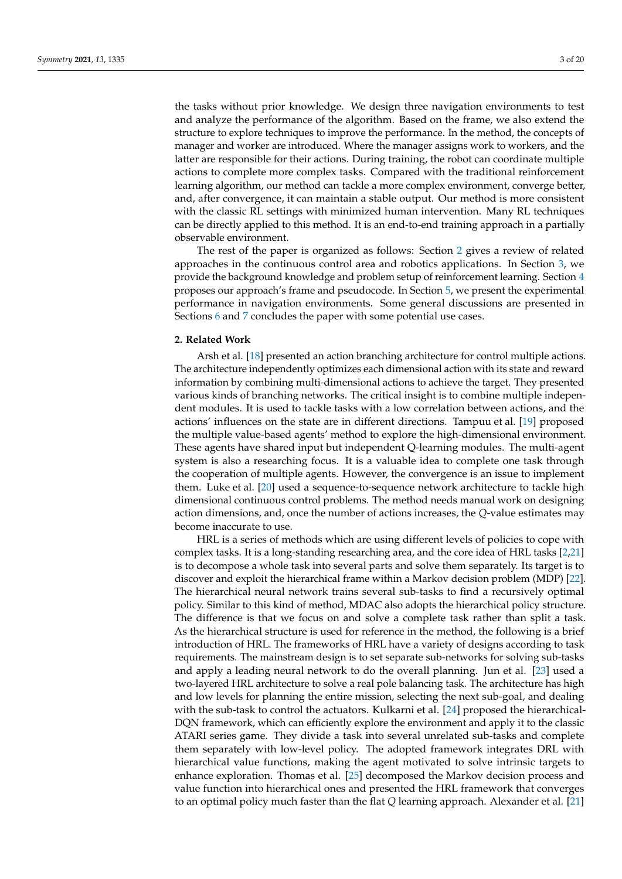the tasks without prior knowledge. We design three navigation environments to test and analyze the performance of the algorithm. Based on the frame, we also extend the structure to explore techniques to improve the performance. In the method, the concepts of manager and worker are introduced. Where the manager assigns work to workers, and the latter are responsible for their actions. During training, the robot can coordinate multiple actions to complete more complex tasks. Compared with the traditional reinforcement learning algorithm, our method can tackle a more complex environment, converge better, and, after convergence, it can maintain a stable output. Our method is more consistent with the classic RL settings with minimized human intervention. Many RL techniques can be directly applied to this method. It is an end-to-end training approach in a partially observable environment.

The rest of the paper is organized as follows: Section 2 gives a review of related approaches in the continuous control area and robotics applications. In Section 3, we provide the background knowledge and problem setup of reinforcement learning. Section 4 proposes our approach's frame and pseudocode. In Section 5, we present the experimental performance in navigation environments. Some general discussions are presented in Sections 6 and 7 concludes the paper with some potential use cases.

## 2. Related Work

Arsh et al. [18] presented an action branching architecture for control multiple actions. The architecture independently optimizes each dimensional action with its state and reward information by combining multi-dimensional actions to achieve the target. They presented various kinds of branching networks. The critical insight is to combine multiple independent modules. It is used to tackle tasks with a low correlation between actions, and the actions' influences on the state are in different directions. Tampuu et al. [19] proposed the multiple value-based agents' method to explore the high-dimensional environment. These agents have shared input but independent Q-learning modules. The multi-agent system is also a researching focus. It is a valuable idea to complete one task through the cooperation of multiple agents. However, the convergence is an issue to implement them. Luke et al. [20] used a sequence-to-sequence network architecture to tackle high dimensional continuous control problems. The method needs manual work on designing action dimensions, and, once the number of actions increases, the $Q$-value estimates may become inaccurate to use.

HRL is a series of methods which are using different levels of policies to cope with complex tasks. It is a long-standing researching area, and the core idea of HRL tasks [2,21] is to decompose a whole task into several parts and solve them separately. Its target is to discover and exploit the hierarchical frame within a Markov decision problem (MDP) [22]. The hierarchical neural network trains several sub-tasks to find a recursively optimal policy. Similar to this kind of method, MDAC also adopts the hierarchical policy structure. The difference is that we focus on and solve a complete task rather than split a task. As the hierarchical structure is used for reference in the method, the following is a brief introduction of HRL. The frameworks of HRL have a variety of designs according to task requirements. The mainstream design is to set separate sub-networks for solving sub-tasks and apply a leading neural network to do the overall planning. Jun et al. [23] used a two-layered HRL architecture to solve a real pole balancing task. The architecture has high and low levels for planning the entire mission, selecting the next sub-goal, and dealing with the sub-task to control the actuators. Kulkarni et al. [24] proposed the hierarchical-DQN framework, which can efficiently explore the environment and apply it to the classic ATARI series game. They divide a task into several unrelated sub-tasks and complete them separately with low-level policy. The adopted framework integrates DRL with hierarchical value functions, making the agent motivated to solve intrinsic targets to enhance exploration. Thomas et al. [25] decomposed the Markov decision process and value function into hierarchical ones and presented the HRL framework that converges to an optimal policy much faster than the flat $Q$ learning approach. Alexander et al. [21]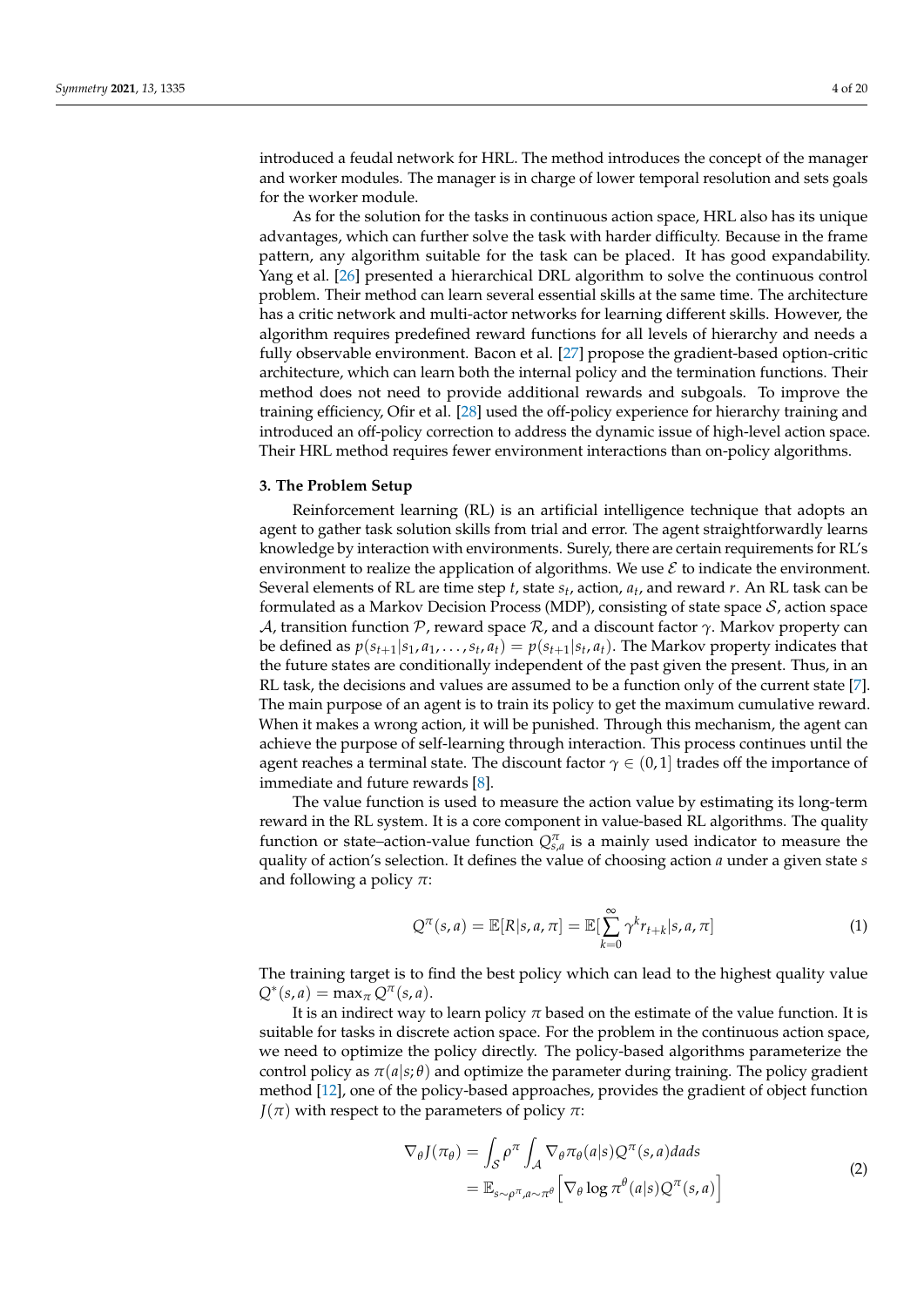introduced a feudal network for HRL. The method introduces the concept of the manager and worker modules. The manager is in charge of lower temporal resolution and sets goals for the worker module.

As for the solution for the tasks in continuous action space, HRL also has its unique advantages, which can further solve the task with harder difficulty. Because in the frame pattern, any algorithm suitable for the task can be placed. It has good expandability. Yang et al. [26] presented a hierarchical DRL algorithm to solve the continuous control problem. Their method can learn several essential skills at the same time. The architecture has a critic network and multi-actor networks for learning different skills. However, the algorithm requires predefined reward functions for all levels of hierarchy and needs a fully observable environment. Bacon et al. [27] propose the gradient-based option-critic architecture, which can learn both the internal policy and the termination functions. Their method does not need to provide additional rewards and subgoals. To improve the training efficiency, Ofir et al. [28] used the off-policy experience for hierarchy training and introduced an off-policy correction to address the dynamic issue of high-level action space. Their HRL method requires fewer environment interactions than on-policy algorithms.

## 3. The Problem Setup

Reinforcement learning (RL) is an artificial intelligence technique that adopts an agent to gather task solution skills from trial and error. The agent straightforwardly learns knowledge by interaction with environments. Surely, there are certain requirements for RL's environment to realize the application of algorithms. We use $\mathcal{E}$ to indicate the environment. Several elements of RL are time step $t$, state $s_t$, action, $a_t$, and reward $r$. An RL task can be formulated as a Markov Decision Process (MDP), consisting of state space $\mathcal{S}$, action space $\mathcal{A}$, transition function $\mathcal{P}$, reward space $\mathcal{R}$, and a discount factor $\gamma$. Markov property can be defined as $p(s_{t+1}|s_1, a_1, \ldots, s_t, a_t) = p(s_{t+1}|s_t, a_t)$. The Markov property indicates that the future states are conditionally independent of the past given the present. Thus, in an RL task, the decisions and values are assumed to be a function only of the current state [7]. The main purpose of an agent is to train its policy to get the maximum cumulative reward. When it makes a wrong action, it will be punished. Through this mechanism, the agent can achieve the purpose of self-learning through interaction. This process continues until the agent reaches a terminal state. The discount factor $\gamma \in (0, 1]$ trades off the importance of immediate and future rewards [8].

The value function is used to measure the action value by estimating its long-term reward in the RL system. It is a core component in value-based RL algorithms. The quality function or state–action-value function $Q^{\pi}_{s,a}$ is a mainly used indicator to measure the quality of action's selection. It defines the value of choosing action $a$ under a given state $s$ and following a policy $\pi$:

$$Q^{\pi}(s,a) = \mathbb{E}[R|s,a,\pi] = \mathbb{E}[\sum_{k=0}^{\infty} \gamma^k r_{t+k}|s,a,\pi] \tag{1}$$

The training target is to find the best policy which can lead to the highest quality value $Q^*(s,a) = \max_{\pi} Q^{\pi}(s,a)$.

It is an indirect way to learn policy $\pi$ based on the estimate of the value function. It is suitable for tasks in discrete action space. For the problem in the continuous action space, we need to optimize the policy directly. The policy-based algorithms parameterize the control policy as $\pi(a|s;\theta)$ and optimize the parameter during training. The policy gradient method [12], one of the policy-based approaches, provides the gradient of object function $J(\pi)$ with respect to the parameters of policy $\pi$:

$$\begin{aligned} \nabla_{\theta} J(\pi_{\theta}) &= \int_{\mathcal{S}} \rho^{\pi} \int_{\mathcal{A}} \nabla_{\theta} \pi_{\theta}(a|s) Q^{\pi}(s,a) da ds \\ &= \mathbb{E}_{s \sim \rho^{\pi}, a \sim \pi^{\theta}} \left[ \nabla_{\theta} \log \pi^{\theta}(a|s) Q^{\pi}(s,a) \right] \end{aligned} \tag{2}$$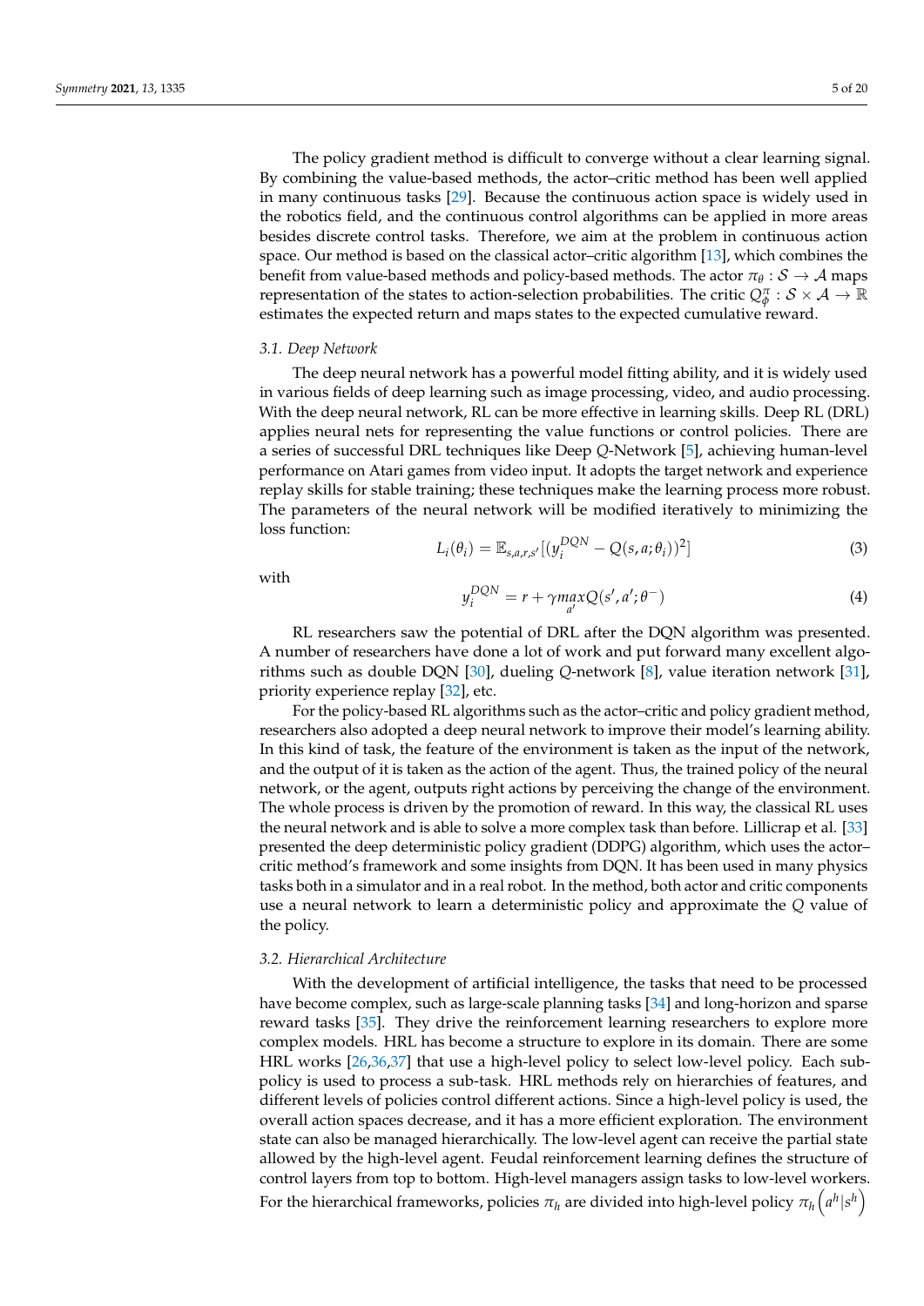The policy gradient method is difficult to converge without a clear learning signal. By combining the value-based methods, the actor–critic method has been well applied in many continuous tasks [29]. Because the continuous action space is widely used in the robotics field, and the continuous control algorithms can be applied in more areas besides discrete control tasks. Therefore, we aim at the problem in continuous action space. Our method is based on the classical actor–critic algorithm [13], which combines the benefit from value-based methods and policy-based methods. The actor $\pi_\theta : \mathcal{S} \to \mathcal{A}$ maps representation of the states to action-selection probabilities. The critic $Q^{\pi}_{\phi} : \mathcal{S} \times \mathcal{A} \to \mathbb{R}$ estimates the expected return and maps states to the expected cumulative reward.

### *3.1. Deep Network*

The deep neural network has a powerful model fitting ability, and it is widely used in various fields of deep learning such as image processing, video, and audio processing. With the deep neural network, RL can be more effective in learning skills. Deep RL (DRL) applies neural nets for representing the value functions or control policies. There are a series of successful DRL techniques like Deep $Q$-Network [5], achieving human-level performance on Atari games from video input. It adopts the target network and experience replay skills for stable training; these techniques make the learning process more robust. The parameters of the neural network will be modified iteratively to minimizing the loss function:

$$L_i(\theta_i) = \mathbb{E}_{s,a,r,s'}[(y_i^{DQN} - Q(s,a;\theta_i))^2] \tag{3}$$

with

$$y_i^{DQN} = r + \gamma \max_{a'} Q(s', a'; \theta^-) \tag{4}$$

RL researchers saw the potential of DRL after the DQN algorithm was presented. A number of researchers have done a lot of work and put forward many excellent algorithms such as double DQN [30], dueling $Q$-network [8], value iteration network [31], priority experience replay [32], etc.

For the policy-based RL algorithms such as the actor–critic and policy gradient method, researchers also adopted a deep neural network to improve their model's learning ability. In this kind of task, the feature of the environment is taken as the input of the network, and the output of it is taken as the action of the agent. Thus, the trained policy of the neural network, or the agent, outputs right actions by perceiving the change of the environment. The whole process is driven by the promotion of reward. In this way, the classical RL uses the neural network and is able to solve a more complex task than before. Lillicrap et al. [33] presented the deep deterministic policy gradient (DDPG) algorithm, which uses the actor–critic method's framework and some insights from DQN. It has been used in many physics tasks both in a simulator and in a real robot. In the method, both actor and critic components use a neural network to learn a deterministic policy and approximate the $Q$ value of the policy.

### *3.2. Hierarchical Architecture*

With the development of artificial intelligence, the tasks that need to be processed have become complex, such as large-scale planning tasks [34] and long-horizon and sparse reward tasks [35]. They drive the reinforcement learning researchers to explore more complex models. HRL has become a structure to explore in its domain. There are some HRL works [26,36,37] that use a high-level policy to select low-level policy. Each sub-policy is used to process a sub-task. HRL methods rely on hierarchies of features, and different levels of policies control different actions. Since a high-level policy is used, the overall action spaces decrease, and it has a more efficient exploration. The environment state can also be managed hierarchically. The low-level agent can receive the partial state allowed by the high-level agent. Feudal reinforcement learning defines the structure of control layers from top to bottom. High-level managers assign tasks to low-level workers. For the hierarchical frameworks, policies $\pi_h$ are divided into high-level policy $\pi_h\left(a^h|s^h\right)$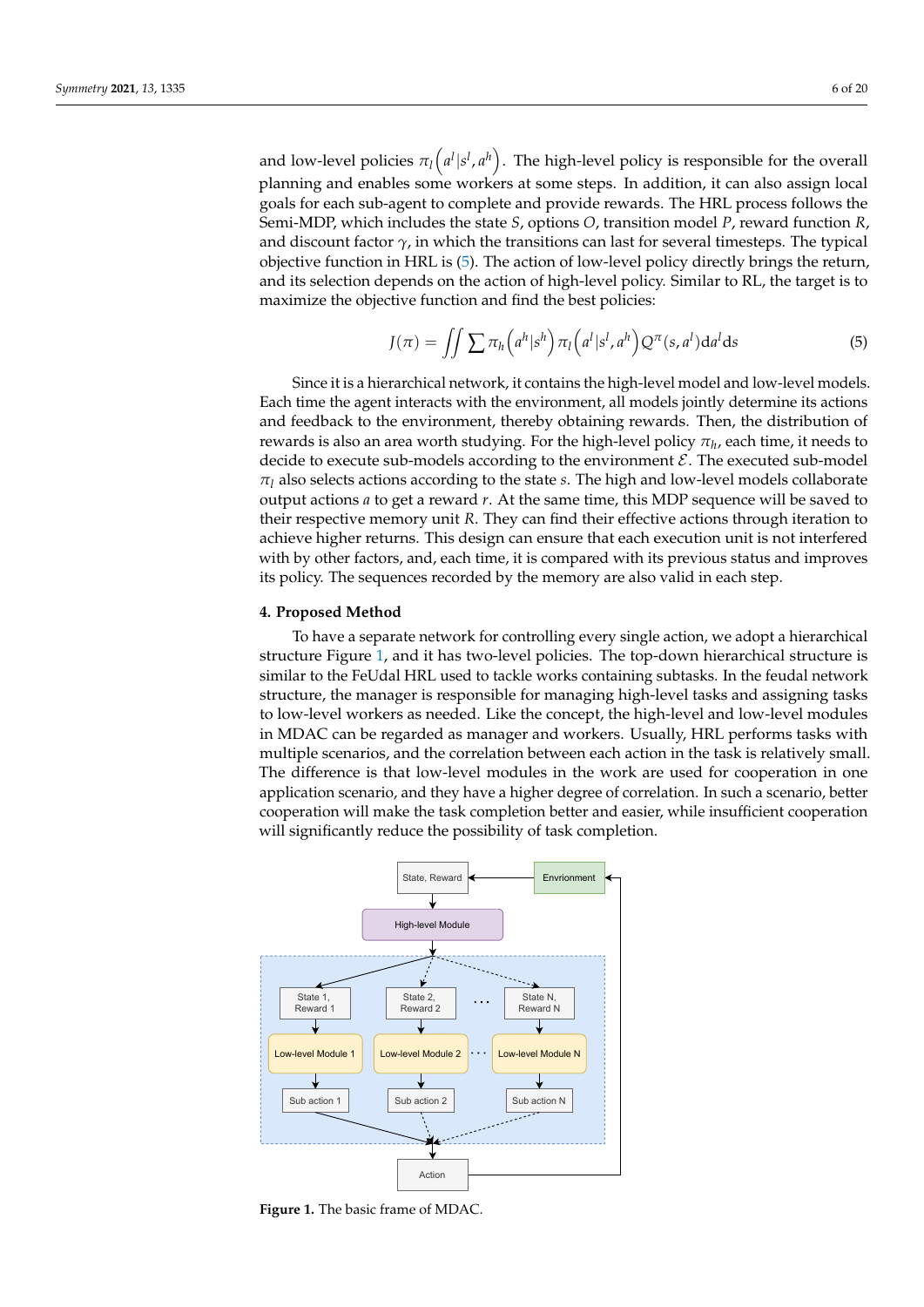and low-level policies $\pi_l\left(a^l|s^l, a^h\right)$. The high-level policy is responsible for the overall planning and enables some workers at some steps. In addition, it can also assign local goals for each sub-agent to complete and provide rewards. The HRL process follows the Semi-MDP, which includes the state $S$, options $O$, transition model $P$, reward function $R$, and discount factor $\gamma$, in which the transitions can last for several timesteps. The typical objective function in HRL is (5). The action of low-level policy directly brings the return, and its selection depends on the action of high-level policy. Similar to RL, the target is to maximize the objective function and find the best policies:

$$J(\pi) = \iint \sum \pi_h\left(a^h|s^h\right)\pi_l\left(a^l|s^l, a^h\right)Q^\pi(s, a^l)\mathrm{d}a^l\mathrm{d}s \tag{5}$$

Since it is a hierarchical network, it contains the high-level model and low-level models. Each time the agent interacts with the environment, all models jointly determine its actions and feedback to the environment, thereby obtaining rewards. Then, the distribution of rewards is also an area worth studying. For the high-level policy $\pi_h$, each time, it needs to decide to execute sub-models according to the environment $\mathcal{E}$. The executed sub-model $\pi_l$ also selects actions according to the state $s$. The high and low-level models collaborate output actions $a$ to get a reward $r$. At the same time, this MDP sequence will be saved to their respective memory unit $R$. They can find their effective actions through iteration to achieve higher returns. This design can ensure that each execution unit is not interfered with by other factors, and, each time, it is compared with its previous status and improves its policy. The sequences recorded by the memory are also valid in each step.

## 4. Proposed Method

To have a separate network for controlling every single action, we adopt a hierarchical structure Figure 1, and it has two-level policies. The top-down hierarchical structure is similar to the FeUdal HRL used to tackle works containing subtasks. In the feudal network structure, the manager is responsible for managing high-level tasks and assigning tasks to low-level workers as needed. Like the concept, the high-level and low-level modules in MDAC can be regarded as manager and workers. Usually, HRL performs tasks with multiple scenarios, and the correlation between each action in the task is relatively small. The difference is that low-level modules in the work are used for cooperation in one application scenario, and they have a higher degree of correlation. In such a scenario, better cooperation will make the task completion better and easier, while insufficient cooperation will significantly reduce the possibility of task completion.

State, Reward
Envrionment
High-level Module
State 1, Reward 1
State 2, Reward 2
...
State N, Reward N
Low-level Module 1
Low-level Module 2
...
Low-level Module N
Sub action 1
Sub action 2
Sub action N
Action

**Figure 1.** The basic frame of MDAC.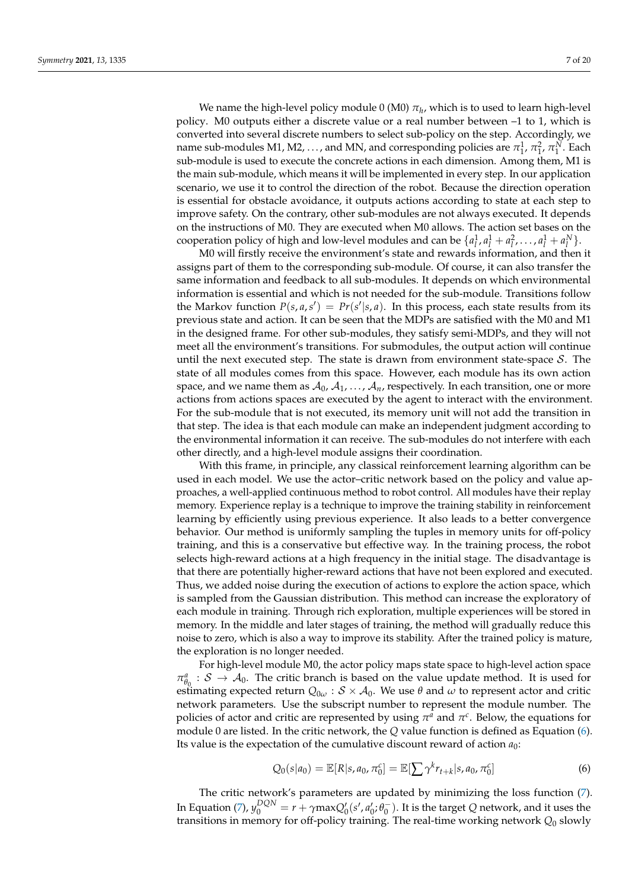We name the high-level policy module 0 (M0) $\pi_h$, which is to used to learn high-level policy. M0 outputs either a discrete value or a real number between –1 to 1, which is converted into several discrete numbers to select sub-policy on the step. Accordingly, we name sub-modules M1, M2, ..., and MN, and corresponding policies are $\pi_1^1$, $\pi_1^2$, $\pi_1^N$. Each sub-module is used to execute the concrete actions in each dimension. Among them, M1 is the main sub-module, which means it will be implemented in every step. In our application scenario, we use it to control the direction of the robot. Because the direction operation is essential for obstacle avoidance, it outputs actions according to state at each step to improve safety. On the contrary, other sub-modules are not always executed. It depends on the instructions of M0. They are executed when M0 allows. The action set bases on the cooperation policy of high and low-level modules and can be $\{a_l^1, a_l^1 + a_l^2, \ldots, a_l^1 + a_l^N\}$.

M0 will firstly receive the environment's state and rewards information, and then it assigns part of them to the corresponding sub-module. Of course, it can also transfer the same information and feedback to all sub-modules. It depends on which environmental information is essential and which is not needed for the sub-module. Transitions follow the Markov function $P(s, a, s') = Pr(s'|s, a)$. In this process, each state results from its previous state and action. It can be seen that the MDPs are satisfied with the M0 and M1 in the designed frame. For other sub-modules, they satisfy semi-MDPs, and they will not meet all the environment's transitions. For submodules, the output action will continue until the next executed step. The state is drawn from environment state-space $\mathcal{S}$. The state of all modules comes from this space. However, each module has its own action space, and we name them as $\mathcal{A}_0, \mathcal{A}_1, \ldots, \mathcal{A}_n$, respectively. In each transition, one or more actions from actions spaces are executed by the agent to interact with the environment. For the sub-module that is not executed, its memory unit will not add the transition in that step. The idea is that each module can make an independent judgment according to the environmental information it can receive. The sub-modules do not interfere with each other directly, and a high-level module assigns their coordination.

With this frame, in principle, any classical reinforcement learning algorithm can be used in each model. We use the actor–critic network based on the policy and value approaches, a well-applied continuous method to robot control. All modules have their replay memory. Experience replay is a technique to improve the training stability in reinforcement learning by efficiently using previous experience. It also leads to a better convergence behavior. Our method is uniformly sampling the tuples in memory units for off-policy training, and this is a conservative but effective way. In the training process, the robot selects high-reward actions at a high frequency in the initial stage. The disadvantage is that there are potentially higher-reward actions that have not been explored and executed. Thus, we added noise during the execution of actions to explore the action space, which is sampled from the Gaussian distribution. This method can increase the exploratory of each module in training. Through rich exploration, multiple experiences will be stored in memory. In the middle and later stages of training, the method will gradually reduce this noise to zero, which is also a way to improve its stability. After the trained policy is mature, the exploration is no longer needed.

For high-level module M0, the actor policy maps state space to high-level action space $\pi_{\theta_0}^a : \mathcal{S} \rightarrow \mathcal{A}_0$. The critic branch is based on the value update method. It is used for estimating expected return $Q_{0\omega} : \mathcal{S} \times \mathcal{A}_0$. We use $\theta$ and $\omega$ to represent actor and critic network parameters. Use the subscript number to represent the module number. The policies of actor and critic are represented by using $\pi^a$ and $\pi^c$. Below, the equations for module 0 are listed. In the critic network, the $Q$ value function is defined as Equation (6). Its value is the expectation of the cumulative discount reward of action $a_0$:

$$Q_0(s|a_0) = \mathbb{E}[R|s, a_0, \pi_0^c] = \mathbb{E}[\sum \gamma^k r_{t+k}|s, a_0, \pi_0^c] \tag{6}$$

The critic network's parameters are updated by minimizing the loss function (7). In Equation (7), $y_0^{DQN} = r + \gamma \max Q_0'(s', a_0'; \theta_0^-)$. It is the target $Q$ network, and it uses the transitions in memory for off-policy training. The real-time working network $Q_0$ slowly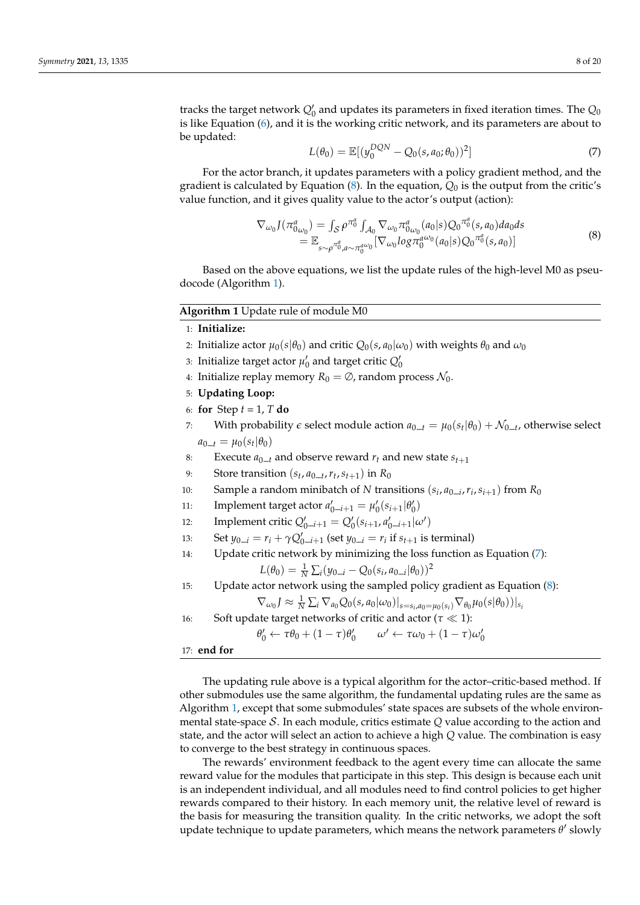tracks the target network $Q_0'$ and updates its parameters in fixed iteration times. The $Q_0$ is like Equation (6), and it is the working critic network, and its parameters are about to be updated:

$$L(\theta_0) = \mathbb{E}[(y_0^{DQN} - Q_0(s, a_0; \theta_0))^2] \tag{7}$$

For the actor branch, it updates parameters with a policy gradient method, and the gradient is calculated by Equation (8). In the equation, $Q_0$ is the output from the critic's value function, and it gives quality value to the actor's output (action):

$$\begin{aligned} \nabla_{\omega_0} J(\pi^a_{0_{\omega_0}}) &= \int_{\mathcal{S}} \rho^{\pi^a_0} \int_{\mathcal{A}_0} \nabla_{\omega_0} \pi^a_{0_{\omega_0}}(a_0|s) Q_0^{\pi^a_0}(s, a_0) da_0 ds \\ &= \mathbb{E}_{s\sim\rho^{\pi^a_0}, a\sim\pi^{a\omega_0}_0}[\nabla_{\omega_0} log \pi^{a\omega_0}_0(a_0|s) Q_0^{\pi^a_0}(s, a_0)] \end{aligned} \tag{8}$$

Based on the above equations, we list the update rules of the high-level M0 as pseudocode (Algorithm 1).

**Algorithm 1** Update rule of module M0

1: **Initialize:**
2: Initialize actor $\mu_0(s|\theta_0)$ and critic $Q_0(s, a_0|\omega_0)$ with weights $\theta_0$ and $\omega_0$
3: Initialize target actor $\mu_0'$ and target critic $Q_0'$
4: Initialize replay memory $R_0 = \emptyset$, random process $\mathcal{N}_0$.
5: **Updating Loop:**
6: **for** Step $t = 1, T$ **do**
7: With probability $\epsilon$ select module action $a_{0\_t} = \mu_0(s_t|\theta_0) + \mathcal{N}_{0\_t}$, otherwise select $a_{0\_t} = \mu_0(s_t|\theta_0)$
8: Execute $a_{0\_t}$ and observe reward $r_t$ and new state $s_{t+1}$
9: Store transition $(s_t, a_{0\_t}, r_t, s_{t+1})$ in $R_0$
10: Sample a random minibatch of $N$ transitions $(s_i, a_{0\_i}, r_i, s_{i+1})$ from $R_0$
11: Implement target actor $a_{0\_i+1}' = \mu_0'(s_{i+1}|\theta_0')$
12: Implement critic $Q_{0\_i+1}' = Q_0'(s_{i+1}, a_{0\_i+1}'|\omega')$
13: Set $y_{0\_i} = r_i + \gamma Q_{0\_i+1}'$ (set $y_{0\_i} = r_i$ if $s_{t+1}$ is terminal)
14: Update critic network by minimizing the loss function as Equation (7):
$$L(\theta_0) = \frac{1}{N}\sum_i (y_{0\_i} - Q_0(s_i, a_{0\_i}|\theta_0))^2$$
15: Update actor network using the sampled policy gradient as Equation (8):
$$\nabla_{\omega_0} J \approx \frac{1}{N}\sum_i \nabla_{a_0} Q_0(s, a_0|\omega_0)|_{s=s_i, a_0=\mu_0(s_i)} \nabla_{\theta_0}\mu_0(s|\theta_0))|_{s_i}$$
16: Soft update target networks of critic and actor ($\tau \ll 1$):
$$\theta_0' \leftarrow \tau\theta_0 + (1-\tau)\theta_0' \qquad \omega' \leftarrow \tau\omega_0 + (1-\tau)\omega_0'$$
17: **end for**

The updating rule above is a typical algorithm for the actor–critic-based method. If other submodules use the same algorithm, the fundamental updating rules are the same as Algorithm 1, except that some submodules' state spaces are subsets of the whole environmental state-space $\mathcal{S}$. In each module, critics estimate $Q$ value according to the action and state, and the actor will select an action to achieve a high $Q$ value. The combination is easy to converge to the best strategy in continuous spaces.

The rewards' environment feedback to the agent every time can allocate the same reward value for the modules that participate in this step. This design is because each unit is an independent individual, and all modules need to find control policies to get higher rewards compared to their history. In each memory unit, the relative level of reward is the basis for measuring the transition quality. In the critic networks, we adopt the soft update technique to update parameters, which means the network parameters $\theta'$ slowly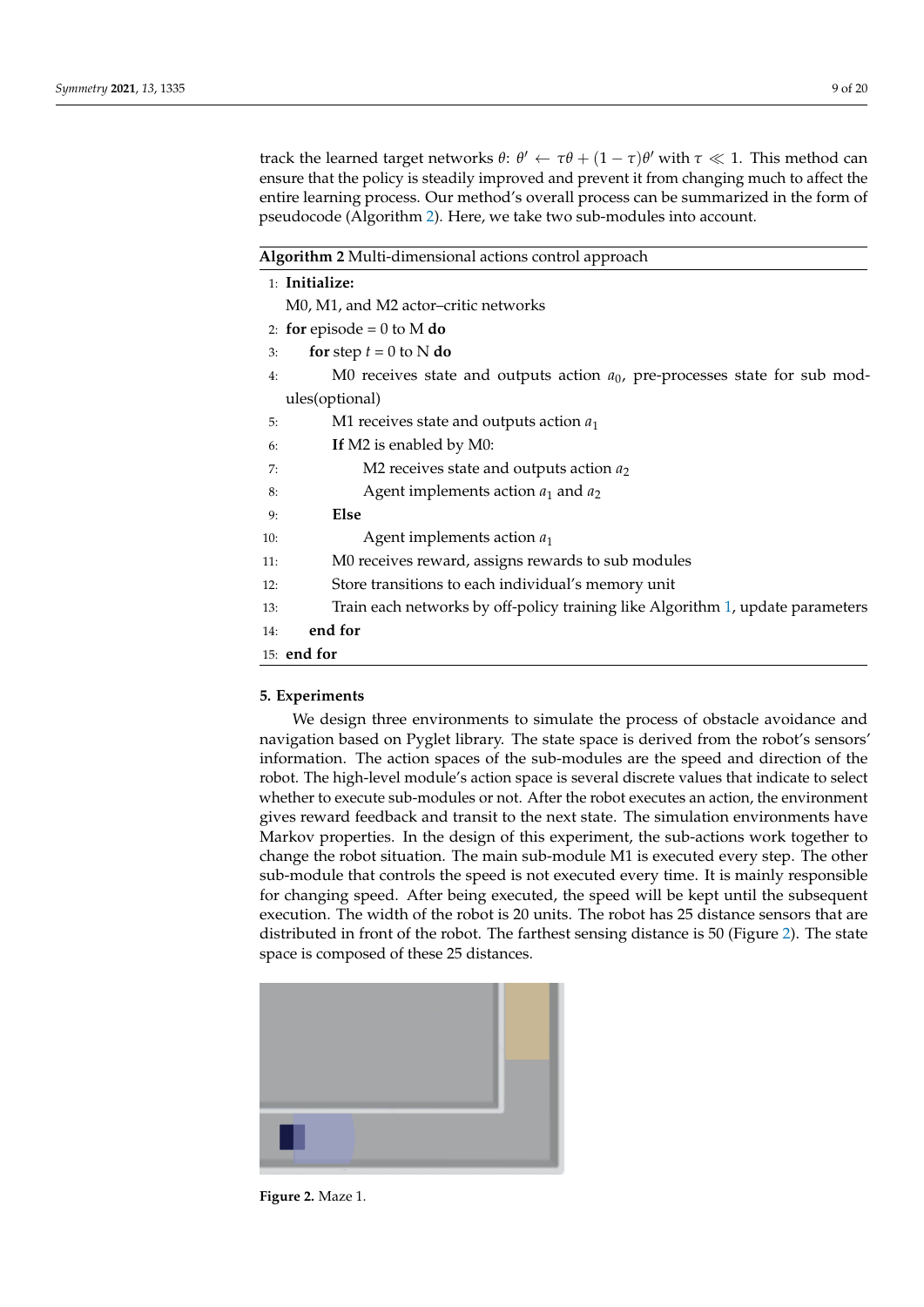track the learned target networks $\theta$: $\theta' \leftarrow \tau\theta + (1-\tau)\theta'$ with $\tau \ll 1$. This method can ensure that the policy is steadily improved and prevent it from changing much to affect the entire learning process. Our method's overall process can be summarized in the form of pseudocode (Algorithm 2). Here, we take two sub-modules into account.

**Algorithm 2** Multi-dimensional actions control approach

```
1:  Initialize:
    M0, M1, and M2 actor–critic networks
2:  for episode = 0 to M do
3:      for step t = 0 to N do
4:          M0 receives state and outputs action a_0, pre-processes state for sub modules(optional)
5:          M1 receives state and outputs action a_1
6:          If M2 is enabled by M0:
7:              M2 receives state and outputs action a_2
8:              Agent implements action a_1 and a_2
9:          Else
10:             Agent implements action a_1
11:         M0 receives reward, assigns rewards to sub modules
12:         Store transitions to each individual's memory unit
13:         Train each networks by off-policy training like Algorithm 1, update parameters
14:     end for
15: end for
```

## 5. Experiments

We design three environments to simulate the process of obstacle avoidance and navigation based on Pyglet library. The state space is derived from the robot's sensors' information. The action spaces of the sub-modules are the speed and direction of the robot. The high-level module's action space is several discrete values that indicate to select whether to execute sub-modules or not. After the robot executes an action, the environment gives reward feedback and transit to the next state. The simulation environments have Markov properties. In the design of this experiment, the sub-actions work together to change the robot situation. The main sub-module M1 is executed every step. The other sub-module that controls the speed is not executed every time. It is mainly responsible for changing speed. After being executed, the speed will be kept until the subsequent execution. The width of the robot is 20 units. The robot has 25 distance sensors that are distributed in front of the robot. The farthest sensing distance is 50 (Figure 2). The state space is composed of these 25 distances.

**Figure 2.** Maze 1.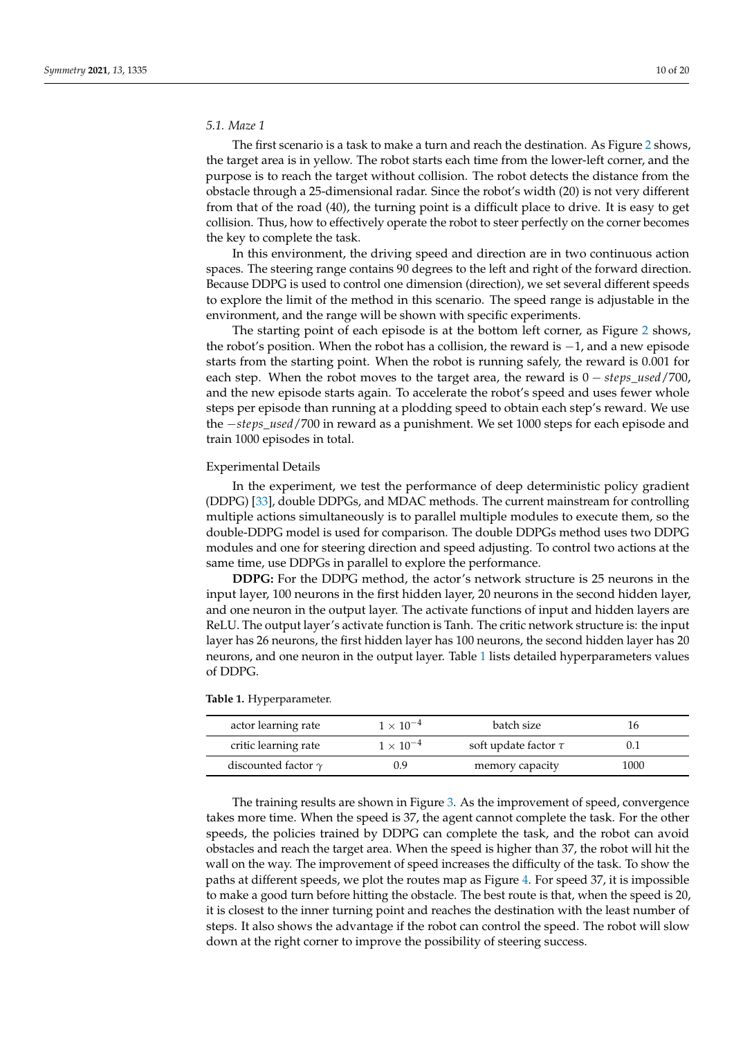### 5.1. Maze 1

The first scenario is a task to make a turn and reach the destination. As Figure 2 shows, the target area is in yellow. The robot starts each time from the lower-left corner, and the purpose is to reach the target without collision. The robot detects the distance from the obstacle through a 25-dimensional radar. Since the robot's width (20) is not very different from that of the road (40), the turning point is a difficult place to drive. It is easy to get collision. Thus, how to effectively operate the robot to steer perfectly on the corner becomes the key to complete the task.

In this environment, the driving speed and direction are in two continuous action spaces. The steering range contains 90 degrees to the left and right of the forward direction. Because DDPG is used to control one dimension (direction), we set several different speeds to explore the limit of the method in this scenario. The speed range is adjustable in the environment, and the range will be shown with specific experiments.

The starting point of each episode is at the bottom left corner, as Figure 2 shows, the robot's position. When the robot has a collision, the reward is $-1$, and a new episode starts from the starting point. When the robot is running safely, the reward is 0.001 for each step. When the robot moves to the target area, the reward is $0 - steps\_used/700$, and the new episode starts again. To accelerate the robot's speed and uses fewer whole steps per episode than running at a plodding speed to obtain each step's reward. We use the $-steps\_used/700$ in reward as a punishment. We set 1000 steps for each episode and train 1000 episodes in total.

#### Experimental Details

In the experiment, we test the performance of deep deterministic policy gradient (DDPG) [33], double DDPGs, and MDAC methods. The current mainstream for controlling multiple actions simultaneously is to parallel multiple modules to execute them, so the double-DDPG model is used for comparison. The double DDPGs method uses two DDPG modules and one for steering direction and speed adjusting. To control two actions at the same time, use DDPGs in parallel to explore the performance.

**DDPG:** For the DDPG method, the actor's network structure is 25 neurons in the input layer, 100 neurons in the first hidden layer, 20 neurons in the second hidden layer, and one neuron in the output layer. The activate functions of input and hidden layers are ReLU. The output layer's activate function is Tanh. The critic network structure is: the input layer has 26 neurons, the first hidden layer has 100 neurons, the second hidden layer has 20 neurons, and one neuron in the output layer. Table 1 lists detailed hyperparameters values of DDPG.

**Table 1.** Hyperparameter.

| | | | |
|---|---|---|---|
| actor learning rate | $1 \times 10^{-4}$ | batch size | 16 |
| critic learning rate | $1 \times 10^{-4}$ | soft update factor $\tau$ | 0.1 |
| discounted factor $\gamma$ | 0.9 | memory capacity | 1000 |

The training results are shown in Figure 3. As the improvement of speed, convergence takes more time. When the speed is 37, the agent cannot complete the task. For the other speeds, the policies trained by DDPG can complete the task, and the robot can avoid obstacles and reach the target area. When the speed is higher than 37, the robot will hit the wall on the way. The improvement of speed increases the difficulty of the task. To show the paths at different speeds, we plot the routes map as Figure 4. For speed 37, it is impossible to make a good turn before hitting the obstacle. The best route is that, when the speed is 20, it is closest to the inner turning point and reaches the destination with the least number of steps. It also shows the advantage if the robot can control the speed. The robot will slow down at the right corner to improve the possibility of steering success.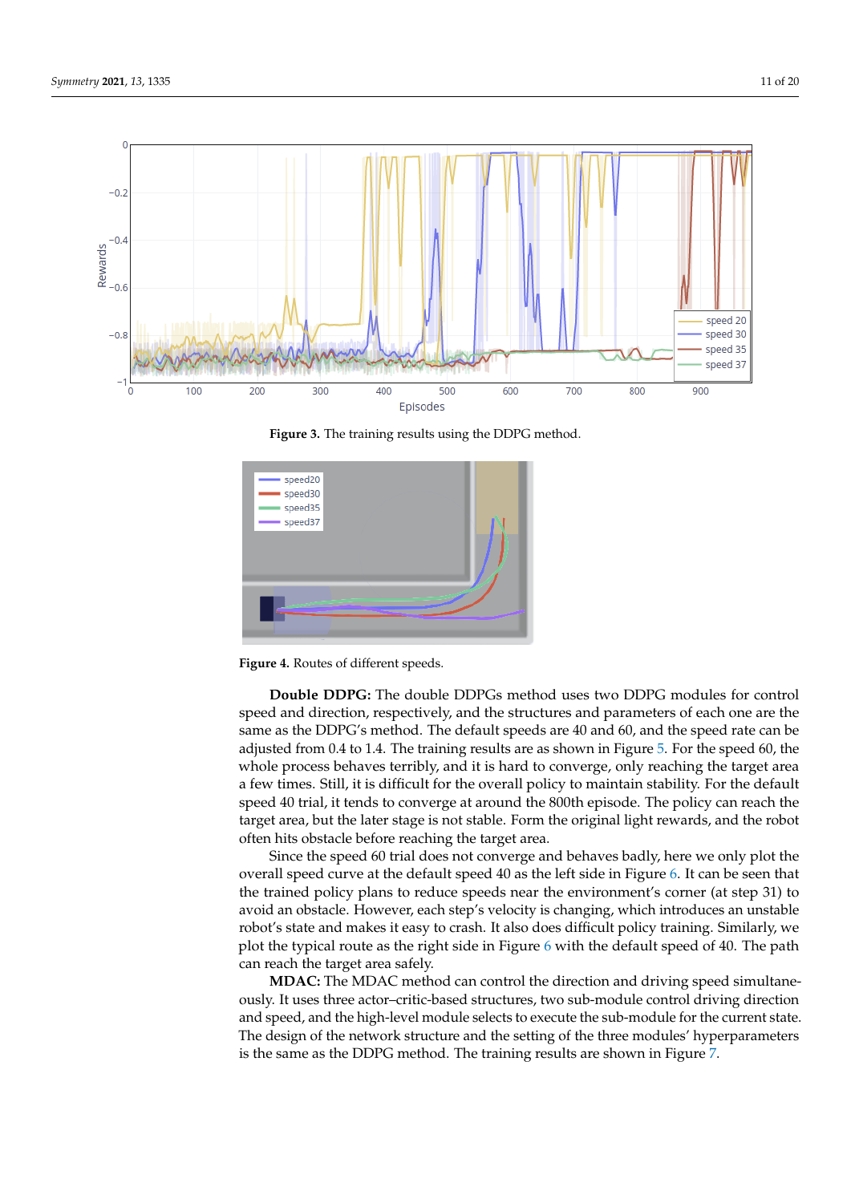Figure 3. The training results using the DDPG method.

Figure 4. Routes of different speeds.

**Double DDPG:** The double DDPGs method uses two DDPG modules for control speed and direction, respectively, and the structures and parameters of each one are the same as the DDPG's method. The default speeds are 40 and 60, and the speed rate can be adjusted from 0.4 to 1.4. The training results are as shown in Figure 5. For the speed 60, the whole process behaves terribly, and it is hard to converge, only reaching the target area a few times. Still, it is difficult for the overall policy to maintain stability. For the default speed 40 trial, it tends to converge at around the 800th episode. The policy can reach the target area, but the later stage is not stable. Form the original light rewards, and the robot often hits obstacle before reaching the target area.

Since the speed 60 trial does not converge and behaves badly, here we only plot the overall speed curve at the default speed 40 as the left side in Figure 6. It can be seen that the trained policy plans to reduce speeds near the environment's corner (at step 31) to avoid an obstacle. However, each step's velocity is changing, which introduces an unstable robot's state and makes it easy to crash. It also does difficult policy training. Similarly, we plot the typical route as the right side in Figure 6 with the default speed of 40. The path can reach the target area safely.

**MDAC:** The MDAC method can control the direction and driving speed simultaneously. It uses three actor–critic-based structures, two sub-module control driving direction and speed, and the high-level module selects to execute the sub-module for the current state. The design of the network structure and the setting of the three modules' hyperparameters is the same as the DDPG method. The training results are shown in Figure 7.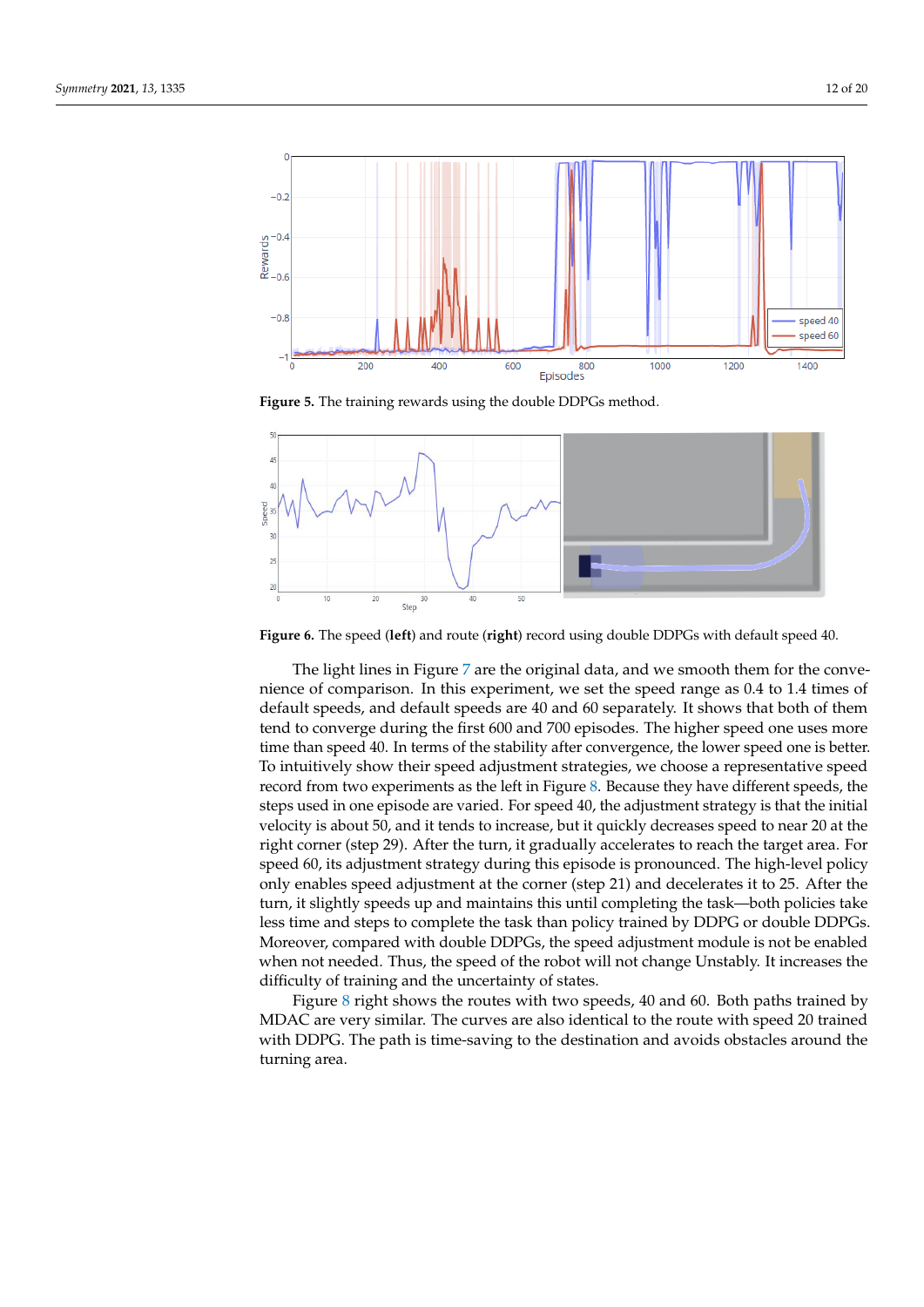**Figure 5.** The training rewards using the double DDPGs method.

**Figure 6.** The speed (**left**) and route (**right**) record using double DDPGs with default speed 40.

The light lines in Figure 7 are the original data, and we smooth them for the convenience of comparison. In this experiment, we set the speed range as 0.4 to 1.4 times of default speeds, and default speeds are 40 and 60 separately. It shows that both of them tend to converge during the first 600 and 700 episodes. The higher speed one uses more time than speed 40. In terms of the stability after convergence, the lower speed one is better. To intuitively show their speed adjustment strategies, we choose a representative speed record from two experiments as the left in Figure 8. Because they have different speeds, the steps used in one episode are varied. For speed 40, the adjustment strategy is that the initial velocity is about 50, and it tends to increase, but it quickly decreases speed to near 20 at the right corner (step 29). After the turn, it gradually accelerates to reach the target area. For speed 60, its adjustment strategy during this episode is pronounced. The high-level policy only enables speed adjustment at the corner (step 21) and decelerates it to 25. After the turn, it slightly speeds up and maintains this until completing the task—both policies take less time and steps to complete the task than policy trained by DDPG or double DDPGs. Moreover, compared with double DDPGs, the speed adjustment module is not be enabled when not needed. Thus, the speed of the robot will not change Unstably. It increases the difficulty of training and the uncertainty of states.

Figure 8 right shows the routes with two speeds, 40 and 60. Both paths trained by MDAC are very similar. The curves are also identical to the route with speed 20 trained with DDPG. The path is time-saving to the destination and avoids obstacles around the turning area.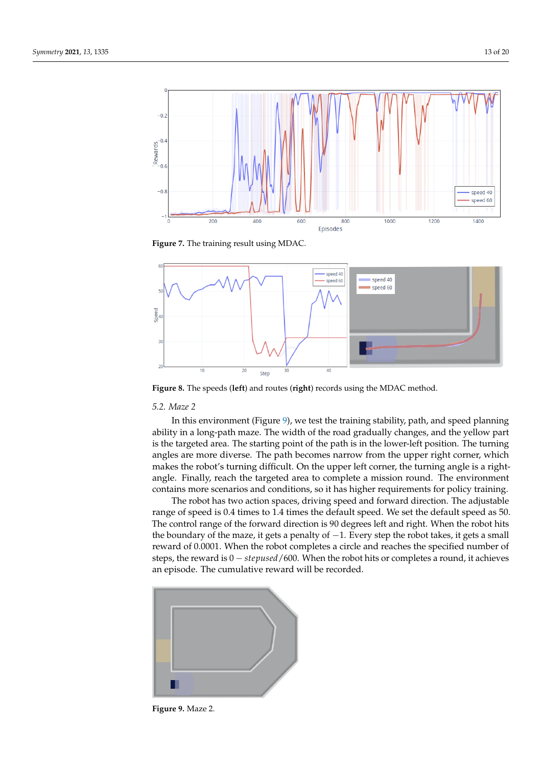**Figure 7.** The training result using MDAC.

**Figure 8.** The speeds (**left**) and routes (**right**) records using the MDAC method.

### 5.2. Maze 2

In this environment (Figure 9), we test the training stability, path, and speed planning ability in a long-path maze. The width of the road gradually changes, and the yellow part is the targeted area. The starting point of the path is in the lower-left position. The turning angles are more diverse. The path becomes narrow from the upper right corner, which makes the robot's turning difficult. On the upper left corner, the turning angle is a right-angle. Finally, reach the targeted area to complete a mission round. The environment contains more scenarios and conditions, so it has higher requirements for policy training.

The robot has two action spaces, driving speed and forward direction. The adjustable range of speed is 0.4 times to 1.4 times the default speed. We set the default speed as 50. The control range of the forward direction is 90 degrees left and right. When the robot hits the boundary of the maze, it gets a penalty of $-1$. Every step the robot takes, it gets a small reward of 0.0001. When the robot completes a circle and reaches the specified number of steps, the reward is $0 - stepused/600$. When the robot hits or completes a round, it achieves an episode. The cumulative reward will be recorded.

**Figure 9.** Maze 2.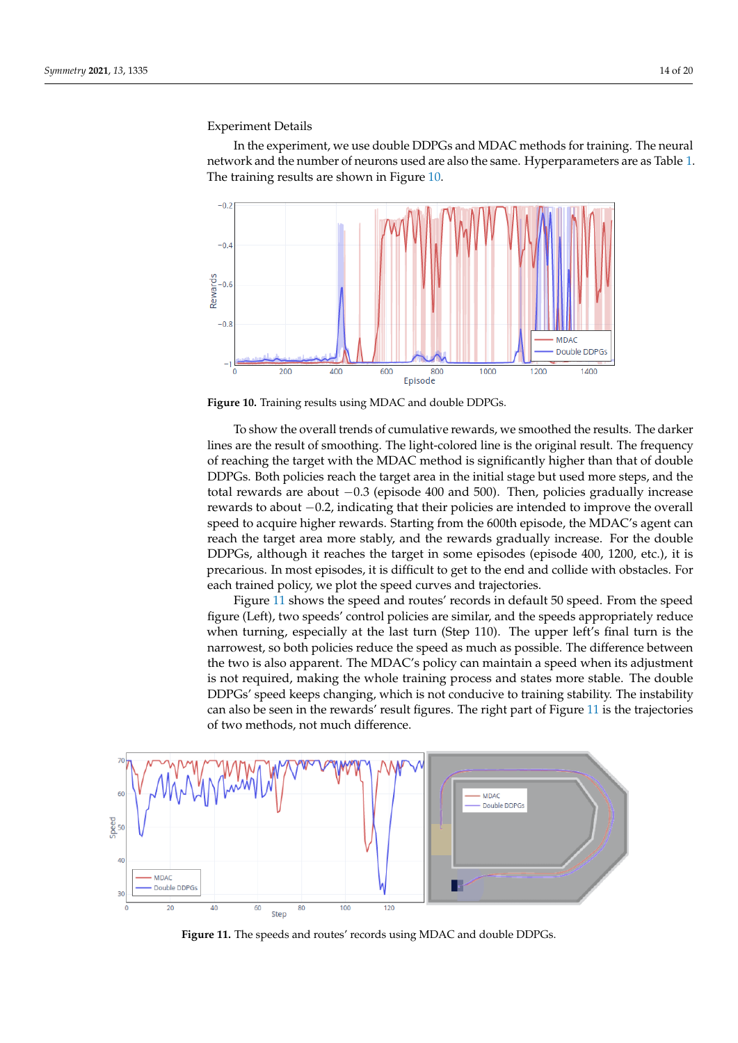Experiment Details

In the experiment, we use double DDPGs and MDAC methods for training. The neural network and the number of neurons used are also the same. Hyperparameters are as Table 1. The training results are shown in Figure 10.

**Figure 10.** Training results using MDAC and double DDPGs.

To show the overall trends of cumulative rewards, we smoothed the results. The darker lines are the result of smoothing. The light-colored line is the original result. The frequency of reaching the target with the MDAC method is significantly higher than that of double DDPGs. Both policies reach the target area in the initial stage but used more steps, and the total rewards are about $-0.3$ (episode 400 and 500). Then, policies gradually increase rewards to about $-0.2$, indicating that their policies are intended to improve the overall speed to acquire higher rewards. Starting from the 600th episode, the MDAC's agent can reach the target area more stably, and the rewards gradually increase. For the double DDPGs, although it reaches the target in some episodes (episode 400, 1200, etc.), it is precarious. In most episodes, it is difficult to get to the end and collide with obstacles. For each trained policy, we plot the speed curves and trajectories.

Figure 11 shows the speed and routes' records in default 50 speed. From the speed figure (Left), two speeds' control policies are similar, and the speeds appropriately reduce when turning, especially at the last turn (Step 110). The upper left's final turn is the narrowest, so both policies reduce the speed as much as possible. The difference between the two is also apparent. The MDAC's policy can maintain a speed when its adjustment is not required, making the whole training process and states more stable. The double DDPGs' speed keeps changing, which is not conducive to training stability. The instability can also be seen in the rewards' result figures. The right part of Figure 11 is the trajectories of two methods, not much difference.

**Figure 11.** The speeds and routes' records using MDAC and double DDPGs.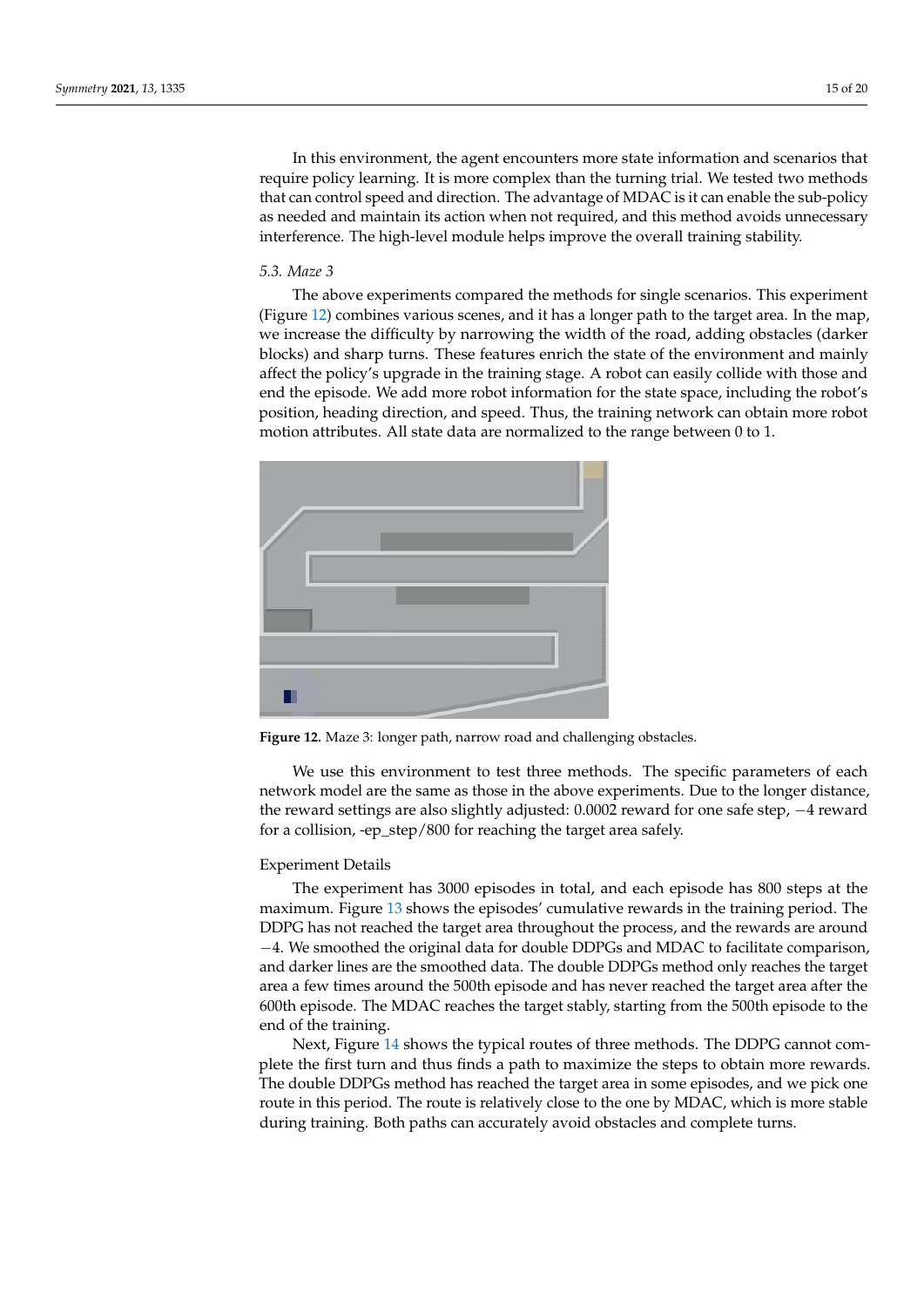In this environment, the agent encounters more state information and scenarios that require policy learning. It is more complex than the turning trial. We tested two methods that can control speed and direction. The advantage of MDAC is it can enable the sub-policy as needed and maintain its action when not required, and this method avoids unnecessary interference. The high-level module helps improve the overall training stability.

### 5.3. Maze 3

The above experiments compared the methods for single scenarios. This experiment (Figure 12) combines various scenes, and it has a longer path to the target area. In the map, we increase the difficulty by narrowing the width of the road, adding obstacles (darker blocks) and sharp turns. These features enrich the state of the environment and mainly affect the policy's upgrade in the training stage. A robot can easily collide with those and end the episode. We add more robot information for the state space, including the robot's position, heading direction, and speed. Thus, the training network can obtain more robot motion attributes. All state data are normalized to the range between 0 to 1.

**Figure 12.** Maze 3: longer path, narrow road and challenging obstacles.

We use this environment to test three methods. The specific parameters of each network model are the same as those in the above experiments. Due to the longer distance, the reward settings are also slightly adjusted: 0.0002 reward for one safe step, −4 reward for a collision, -ep_step/800 for reaching the target area safely.

Experiment Details

The experiment has 3000 episodes in total, and each episode has 800 steps at the maximum. Figure 13 shows the episodes' cumulative rewards in the training period. The DDPG has not reached the target area throughout the process, and the rewards are around −4. We smoothed the original data for double DDPGs and MDAC to facilitate comparison, and darker lines are the smoothed data. The double DDPGs method only reaches the target area a few times around the 500th episode and has never reached the target area after the 600th episode. The MDAC reaches the target stably, starting from the 500th episode to the end of the training.

Next, Figure 14 shows the typical routes of three methods. The DDPG cannot complete the first turn and thus finds a path to maximize the steps to obtain more rewards. The double DDPGs method has reached the target area in some episodes, and we pick one route in this period. The route is relatively close to the one by MDAC, which is more stable during training. Both paths can accurately avoid obstacles and complete turns.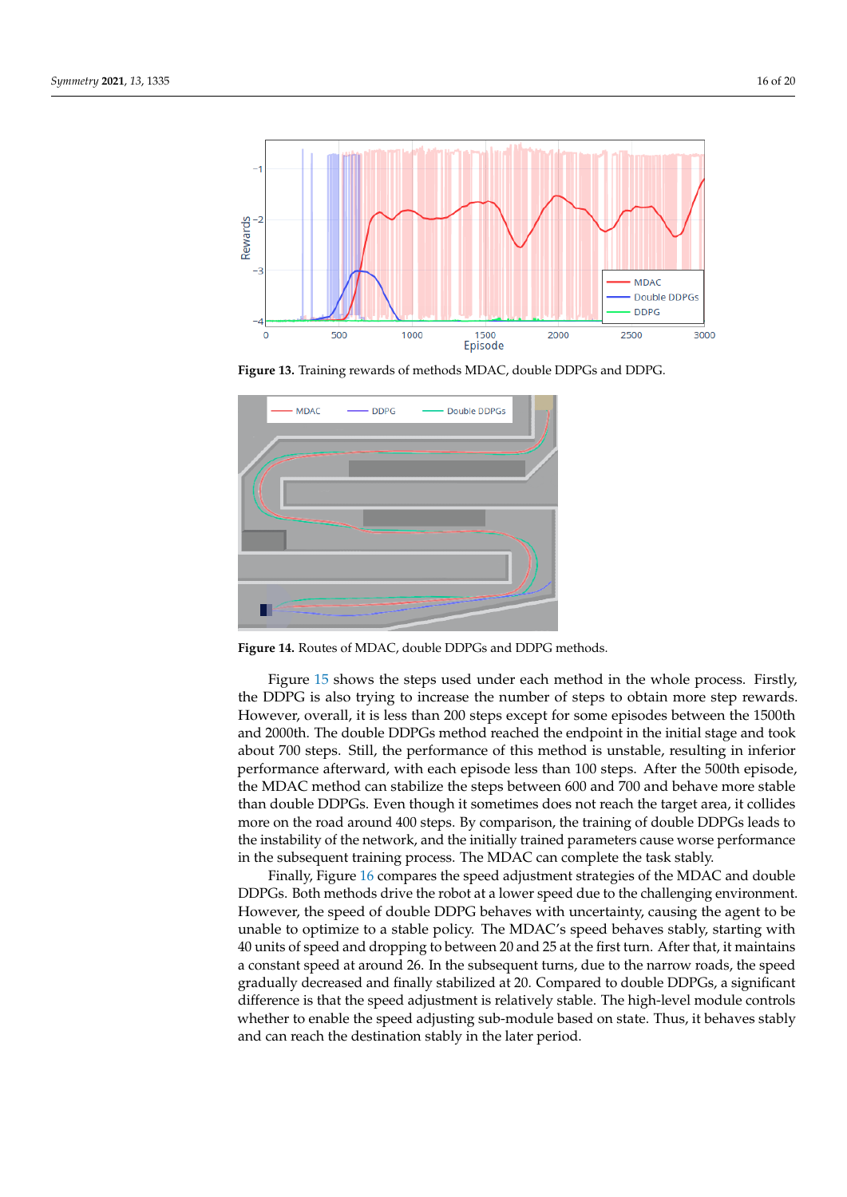**Figure 13.** Training rewards of methods MDAC, double DDPGs and DDPG.

**Figure 14.** Routes of MDAC, double DDPGs and DDPG methods.

Figure 15 shows the steps used under each method in the whole process. Firstly, the DDPG is also trying to increase the number of steps to obtain more step rewards. However, overall, it is less than 200 steps except for some episodes between the 1500th and 2000th. The double DDPGs method reached the endpoint in the initial stage and took about 700 steps. Still, the performance of this method is unstable, resulting in inferior performance afterward, with each episode less than 100 steps. After the 500th episode, the MDAC method can stabilize the steps between 600 and 700 and behave more stable than double DDPGs. Even though it sometimes does not reach the target area, it collides more on the road around 400 steps. By comparison, the training of double DDPGs leads to the instability of the network, and the initially trained parameters cause worse performance in the subsequent training process. The MDAC can complete the task stably.

Finally, Figure 16 compares the speed adjustment strategies of the MDAC and double DDPGs. Both methods drive the robot at a lower speed due to the challenging environment. However, the speed of double DDPG behaves with uncertainty, causing the agent to be unable to optimize to a stable policy. The MDAC's speed behaves stably, starting with 40 units of speed and dropping to between 20 and 25 at the first turn. After that, it maintains a constant speed at around 26. In the subsequent turns, due to the narrow roads, the speed gradually decreased and finally stabilized at 20. Compared to double DDPGs, a significant difference is that the speed adjustment is relatively stable. The high-level module controls whether to enable the speed adjusting sub-module based on state. Thus, it behaves stably and can reach the destination stably in the later period.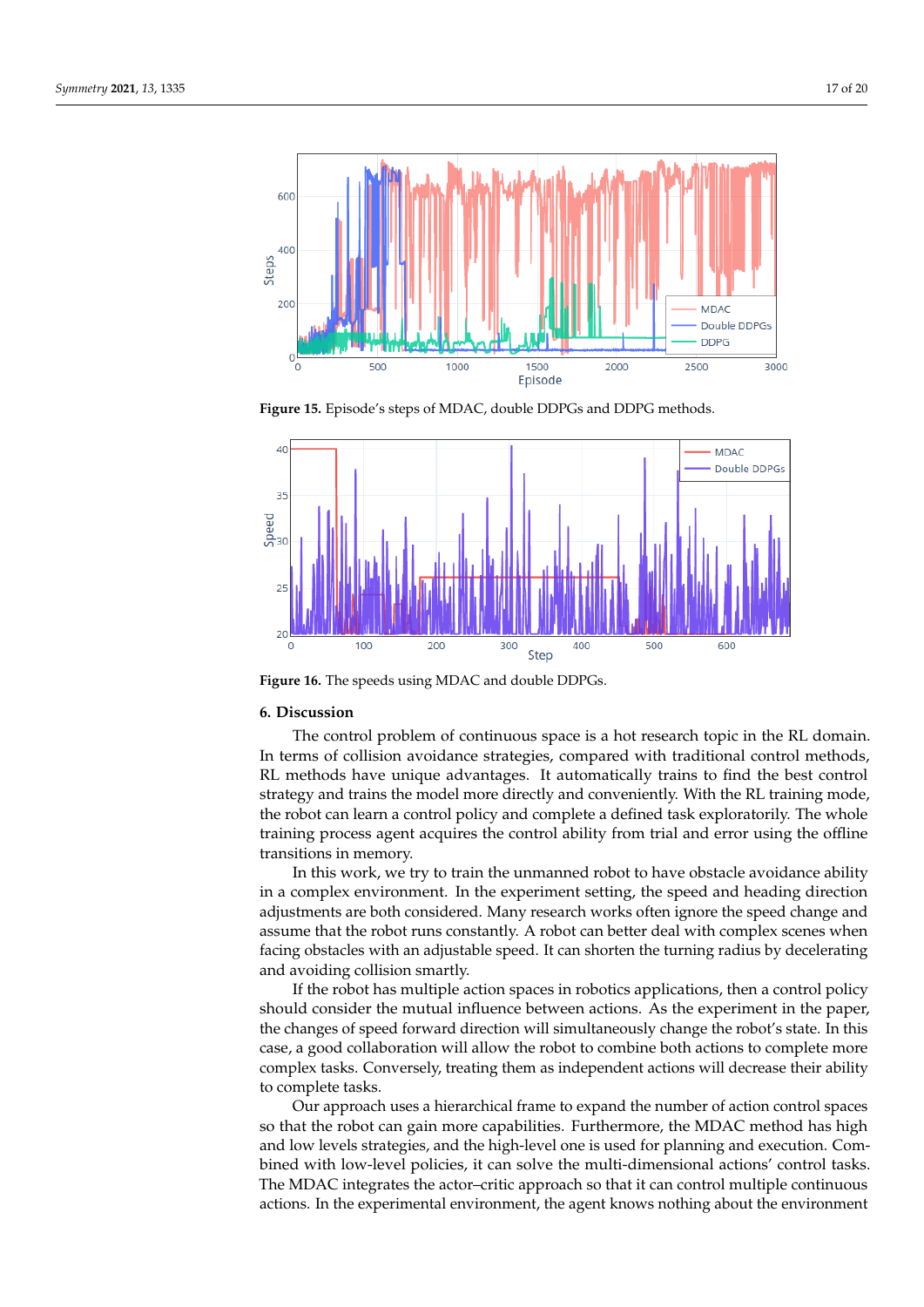**Figure 15.** Episode's steps of MDAC, double DDPGs and DDPG methods.

**Figure 16.** The speeds using MDAC and double DDPGs.

## 6. Discussion

The control problem of continuous space is a hot research topic in the RL domain. In terms of collision avoidance strategies, compared with traditional control methods, RL methods have unique advantages. It automatically trains to find the best control strategy and trains the model more directly and conveniently. With the RL training mode, the robot can learn a control policy and complete a defined task exploratorily. The whole training process agent acquires the control ability from trial and error using the offline transitions in memory.

In this work, we try to train the unmanned robot to have obstacle avoidance ability in a complex environment. In the experiment setting, the speed and heading direction adjustments are both considered. Many research works often ignore the speed change and assume that the robot runs constantly. A robot can better deal with complex scenes when facing obstacles with an adjustable speed. It can shorten the turning radius by decelerating and avoiding collision smartly.

If the robot has multiple action spaces in robotics applications, then a control policy should consider the mutual influence between actions. As the experiment in the paper, the changes of speed forward direction will simultaneously change the robot's state. In this case, a good collaboration will allow the robot to combine both actions to complete more complex tasks. Conversely, treating them as independent actions will decrease their ability to complete tasks.

Our approach uses a hierarchical frame to expand the number of action control spaces so that the robot can gain more capabilities. Furthermore, the MDAC method has high and low levels strategies, and the high-level one is used for planning and execution. Combined with low-level policies, it can solve the multi-dimensional actions' control tasks. The MDAC integrates the actor–critic approach so that it can control multiple continuous actions. In the experimental environment, the agent knows nothing about the environment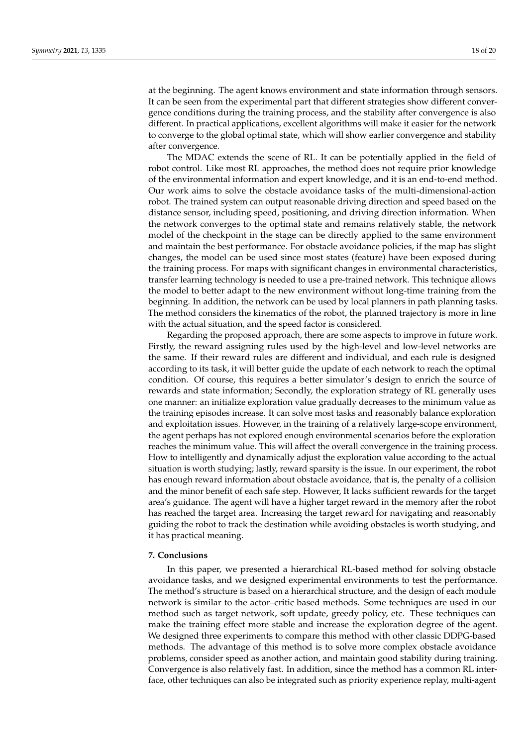at the beginning. The agent knows environment and state information through sensors. It can be seen from the experimental part that different strategies show different convergence conditions during the training process, and the stability after convergence is also different. In practical applications, excellent algorithms will make it easier for the network to converge to the global optimal state, which will show earlier convergence and stability after convergence.

The MDAC extends the scene of RL. It can be potentially applied in the field of robot control. Like most RL approaches, the method does not require prior knowledge of the environmental information and expert knowledge, and it is an end-to-end method. Our work aims to solve the obstacle avoidance tasks of the multi-dimensional-action robot. The trained system can output reasonable driving direction and speed based on the distance sensor, including speed, positioning, and driving direction information. When the network converges to the optimal state and remains relatively stable, the network model of the checkpoint in the stage can be directly applied to the same environment and maintain the best performance. For obstacle avoidance policies, if the map has slight changes, the model can be used since most states (feature) have been exposed during the training process. For maps with significant changes in environmental characteristics, transfer learning technology is needed to use a pre-trained network. This technique allows the model to better adapt to the new environment without long-time training from the beginning. In addition, the network can be used by local planners in path planning tasks. The method considers the kinematics of the robot, the planned trajectory is more in line with the actual situation, and the speed factor is considered.

Regarding the proposed approach, there are some aspects to improve in future work. Firstly, the reward assigning rules used by the high-level and low-level networks are the same. If their reward rules are different and individual, and each rule is designed according to its task, it will better guide the update of each network to reach the optimal condition. Of course, this requires a better simulator's design to enrich the source of rewards and state information; Secondly, the exploration strategy of RL generally uses one manner: an initialize exploration value gradually decreases to the minimum value as the training episodes increase. It can solve most tasks and reasonably balance exploration and exploitation issues. However, in the training of a relatively large-scope environment, the agent perhaps has not explored enough environmental scenarios before the exploration reaches the minimum value. This will affect the overall convergence in the training process. How to intelligently and dynamically adjust the exploration value according to the actual situation is worth studying; lastly, reward sparsity is the issue. In our experiment, the robot has enough reward information about obstacle avoidance, that is, the penalty of a collision and the minor benefit of each safe step. However, It lacks sufficient rewards for the target area's guidance. The agent will have a higher target reward in the memory after the robot has reached the target area. Increasing the target reward for navigating and reasonably guiding the robot to track the destination while avoiding obstacles is worth studying, and it has practical meaning.

## 7. Conclusions

In this paper, we presented a hierarchical RL-based method for solving obstacle avoidance tasks, and we designed experimental environments to test the performance. The method's structure is based on a hierarchical structure, and the design of each module network is similar to the actor–critic based methods. Some techniques are used in our method such as target network, soft update, greedy policy, etc. These techniques can make the training effect more stable and increase the exploration degree of the agent. We designed three experiments to compare this method with other classic DDPG-based methods. The advantage of this method is to solve more complex obstacle avoidance problems, consider speed as another action, and maintain good stability during training. Convergence is also relatively fast. In addition, since the method has a common RL interface, other techniques can also be integrated such as priority experience replay, multi-agent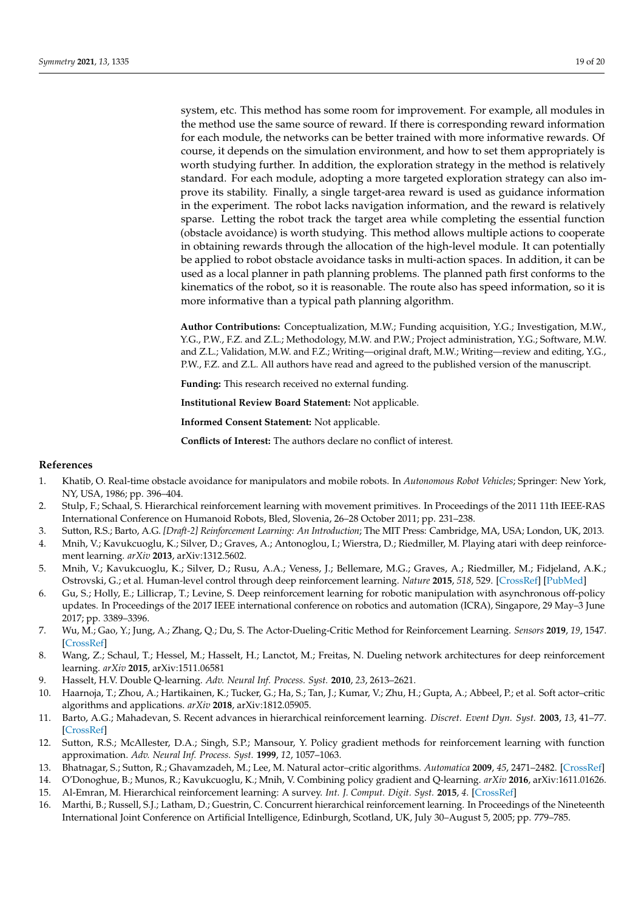system, etc. This method has some room for improvement. For example, all modules in the method use the same source of reward. If there is corresponding reward information for each module, the networks can be better trained with more informative rewards. Of course, it depends on the simulation environment, and how to set them appropriately is worth studying further. In addition, the exploration strategy in the method is relatively standard. For each module, adopting a more targeted exploration strategy can also improve its stability. Finally, a single target-area reward is used as guidance information in the experiment. The robot lacks navigation information, and the reward is relatively sparse. Letting the robot track the target area while completing the essential function (obstacle avoidance) is worth studying. This method allows multiple actions to cooperate in obtaining rewards through the allocation of the high-level module. It can potentially be applied to robot obstacle avoidance tasks in multi-action spaces. In addition, it can be used as a local planner in path planning problems. The planned path first conforms to the kinematics of the robot, so it is reasonable. The route also has speed information, so it is more informative than a typical path planning algorithm.

**Author Contributions:** Conceptualization, M.W.; Funding acquisition, Y.G.; Investigation, M.W., Y.G., P.W., F.Z. and Z.L.; Methodology, M.W. and P.W.; Project administration, Y.G.; Software, M.W. and Z.L.; Validation, M.W. and F.Z.; Writing—original draft, M.W.; Writing—review and editing, Y.G., P.W., F.Z. and Z.L. All authors have read and agreed to the published version of the manuscript.

**Funding:** This research received no external funding.

**Institutional Review Board Statement:** Not applicable.

**Informed Consent Statement:** Not applicable.

**Conflicts of Interest:** The authors declare no conflict of interest.

## References

1. Khatib, O. Real-time obstacle avoidance for manipulators and mobile robots. In *Autonomous Robot Vehicles*; Springer: New York, NY, USA, 1986; pp. 396–404.
2. Stulp, F.; Schaal, S. Hierarchical reinforcement learning with movement primitives. In Proceedings of the 2011 11th IEEE-RAS International Conference on Humanoid Robots, Bled, Slovenia, 26–28 October 2011; pp. 231–238.
3. Sutton, R.S.; Barto, A.G. *[Draft-2] Reinforcement Learning: An Introduction*; The MIT Press: Cambridge, MA, USA; London, UK, 2013.
4. Mnih, V.; Kavukcuoglu, K.; Silver, D.; Graves, A.; Antonoglou, I.; Wierstra, D.; Riedmiller, M. Playing atari with deep reinforcement learning. *arXiv* **2013**, arXiv:1312.5602.
5. Mnih, V.; Kavukcuoglu, K.; Silver, D.; Rusu, A.A.; Veness, J.; Bellemare, M.G.; Graves, A.; Riedmiller, M.; Fidjeland, A.K.; Ostrovski, G.; et al. Human-level control through deep reinforcement learning. *Nature* **2015**, *518*, 529. [CrossRef] [PubMed]
6. Gu, S.; Holly, E.; Lillicrap, T.; Levine, S. Deep reinforcement learning for robotic manipulation with asynchronous off-policy updates. In Proceedings of the 2017 IEEE international conference on robotics and automation (ICRA), Singapore, 29 May–3 June 2017; pp. 3389–3396.
7. Wu, M.; Gao, Y.; Jung, A.; Zhang, Q.; Du, S. The Actor-Dueling-Critic Method for Reinforcement Learning. *Sensors* **2019**, *19*, 1547. [CrossRef]
8. Wang, Z.; Schaul, T.; Hessel, M.; Hasselt, H.; Lanctot, M.; Freitas, N. Dueling network architectures for deep reinforcement learning. *arXiv* **2015**, arXiv:1511.06581
9. Hasselt, H.V. Double Q-learning. *Adv. Neural Inf. Process. Syst.* **2010**, *23*, 2613–2621.
10. Haarnoja, T.; Zhou, A.; Hartikainen, K.; Tucker, G.; Ha, S.; Tan, J.; Kumar, V.; Zhu, H.; Gupta, A.; Abbeel, P.; et al. Soft actor–critic algorithms and applications. *arXiv* **2018**, arXiv:1812.05905.
11. Barto, A.G.; Mahadevan, S. Recent advances in hierarchical reinforcement learning. *Discret. Event Dyn. Syst.* **2003**, *13*, 41–77. [CrossRef]
12. Sutton, R.S.; McAllester, D.A.; Singh, S.P.; Mansour, Y. Policy gradient methods for reinforcement learning with function approximation. *Adv. Neural Inf. Process. Syst.* **1999**, *12*, 1057–1063.
13. Bhatnagar, S.; Sutton, R.; Ghavamzadeh, M.; Lee, M. Natural actor–critic algorithms. *Automatica* **2009**, *45*, 2471–2482. [CrossRef]
14. O'Donoghue, B.; Munos, R.; Kavukcuoglu, K.; Mnih, V. Combining policy gradient and Q-learning. *arXiv* **2016**, arXiv:1611.01626.
15. Al-Emran, M. Hierarchical reinforcement learning: A survey. *Int. J. Comput. Digit. Syst.* **2015**, *4*. [CrossRef]
16. Marthi, B.; Russell, S.J.; Latham, D.; Guestrin, C. Concurrent hierarchical reinforcement learning. In Proceedings of the Nineteenth International Joint Conference on Artificial Intelligence, Edinburgh, Scotland, UK, July 30–August 5, 2005; pp. 779–785.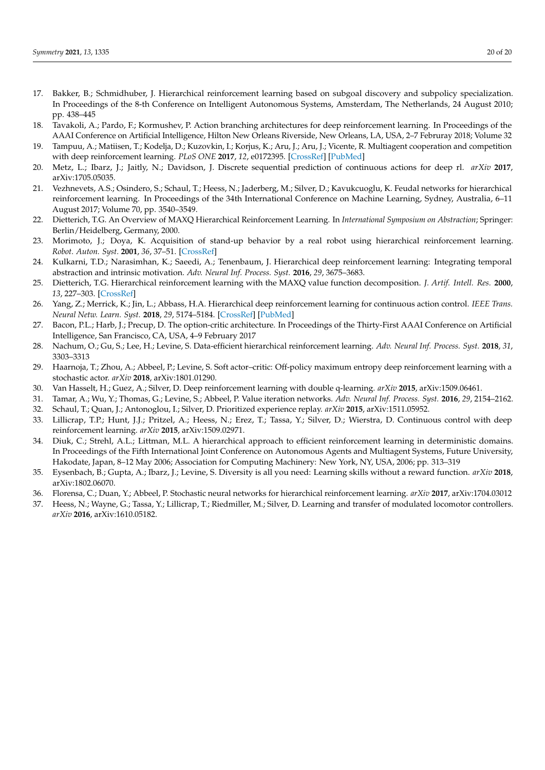17. Bakker, B.; Schmidhuber, J. Hierarchical reinforcement learning based on subgoal discovery and subpolicy specialization. In Proceedings of the 8-th Conference on Intelligent Autonomous Systems, Amsterdam, The Netherlands, 24 August 2010; pp. 438–445
18. Tavakoli, A.; Pardo, F.; Kormushev, P. Action branching architectures for deep reinforcement learning. In Proceedings of the AAAI Conference on Artificial Intelligence, Hilton New Orleans Riverside, New Orleans, LA, USA, 2–7 Februray 2018; Volume 32
19. Tampuu, A.; Matiisen, T.; Kodelja, D.; Kuzovkin, I.; Korjus, K.; Aru, J.; Aru, J.; Vicente, R. Multiagent cooperation and competition with deep reinforcement learning. *PLoS ONE* **2017**, *12*, e0172395. [CrossRef] [PubMed]
20. Metz, L.; Ibarz, J.; Jaitly, N.; Davidson, J. Discrete sequential prediction of continuous actions for deep rl. *arXiv* **2017**, arXiv:1705.05035.
21. Vezhnevets, A.S.; Osindero, S.; Schaul, T.; Heess, N.; Jaderberg, M.; Silver, D.; Kavukcuoglu, K. Feudal networks for hierarchical reinforcement learning. In Proceedings of the 34th International Conference on Machine Learning, Sydney, Australia, 6–11 August 2017; Volume 70, pp. 3540–3549.
22. Dietterich, T.G. An Overview of MAXQ Hierarchical Reinforcement Learning. In *International Symposium on Abstraction*; Springer: Berlin/Heidelberg, Germany, 2000.
23. Morimoto, J.; Doya, K. Acquisition of stand-up behavior by a real robot using hierarchical reinforcement learning. *Robot. Auton. Syst.* **2001**, *36*, 37–51. [CrossRef]
24. Kulkarni, T.D.; Narasimhan, K.; Saeedi, A.; Tenenbaum, J. Hierarchical deep reinforcement learning: Integrating temporal abstraction and intrinsic motivation. *Adv. Neural Inf. Process. Syst.* **2016**, *29*, 3675–3683.
25. Dietterich, T.G. Hierarchical reinforcement learning with the MAXQ value function decomposition. *J. Artif. Intell. Res.* **2000**, *13*, 227–303. [CrossRef]
26. Yang, Z.; Merrick, K.; Jin, L.; Abbass, H.A. Hierarchical deep reinforcement learning for continuous action control. *IEEE Trans. Neural Netw. Learn. Syst.* **2018**, *29*, 5174–5184. [CrossRef] [PubMed]
27. Bacon, P.L.; Harb, J.; Precup, D. The option-critic architecture. In Proceedings of the Thirty-First AAAI Conference on Artificial Intelligence, San Francisco, CA, USA, 4–9 February 2017
28. Nachum, O.; Gu, S.; Lee, H.; Levine, S. Data-efficient hierarchical reinforcement learning. *Adv. Neural Inf. Process. Syst.* **2018**, *31*, 3303–3313
29. Haarnoja, T.; Zhou, A.; Abbeel, P.; Levine, S. Soft actor–critic: Off-policy maximum entropy deep reinforcement learning with a stochastic actor. *arXiv* **2018**, arXiv:1801.01290.
30. Van Hasselt, H.; Guez, A.; Silver, D. Deep reinforcement learning with double q-learning. *arXiv* **2015**, arXiv:1509.06461.
31. Tamar, A.; Wu, Y.; Thomas, G.; Levine, S.; Abbeel, P. Value iteration networks. *Adv. Neural Inf. Process. Syst.* **2016**, *29*, 2154–2162.
32. Schaul, T.; Quan, J.; Antonoglou, I.; Silver, D. Prioritized experience replay. *arXiv* **2015**, arXiv:1511.05952.
33. Lillicrap, T.P.; Hunt, J.J.; Pritzel, A.; Heess, N.; Erez, T.; Tassa, Y.; Silver, D.; Wierstra, D. Continuous control with deep reinforcement learning. *arXiv* **2015**, arXiv:1509.02971.
34. Diuk, C.; Strehl, A.L.; Littman, M.L. A hierarchical approach to efficient reinforcement learning in deterministic domains. In Proceedings of the Fifth International Joint Conference on Autonomous Agents and Multiagent Systems, Future University, Hakodate, Japan, 8–12 May 2006; Association for Computing Machinery: New York, NY, USA, 2006; pp. 313–319
35. Eysenbach, B.; Gupta, A.; Ibarz, J.; Levine, S. Diversity is all you need: Learning skills without a reward function. *arXiv* **2018**, arXiv:1802.06070.
36. Florensa, C.; Duan, Y.; Abbeel, P. Stochastic neural networks for hierarchical reinforcement learning. *arXiv* **2017**, arXiv:1704.03012
37. Heess, N.; Wayne, G.; Tassa, Y.; Lillicrap, T.; Riedmiller, M.; Silver, D. Learning and transfer of modulated locomotor controllers. *arXiv* **2016**, arXiv:1610.05182.